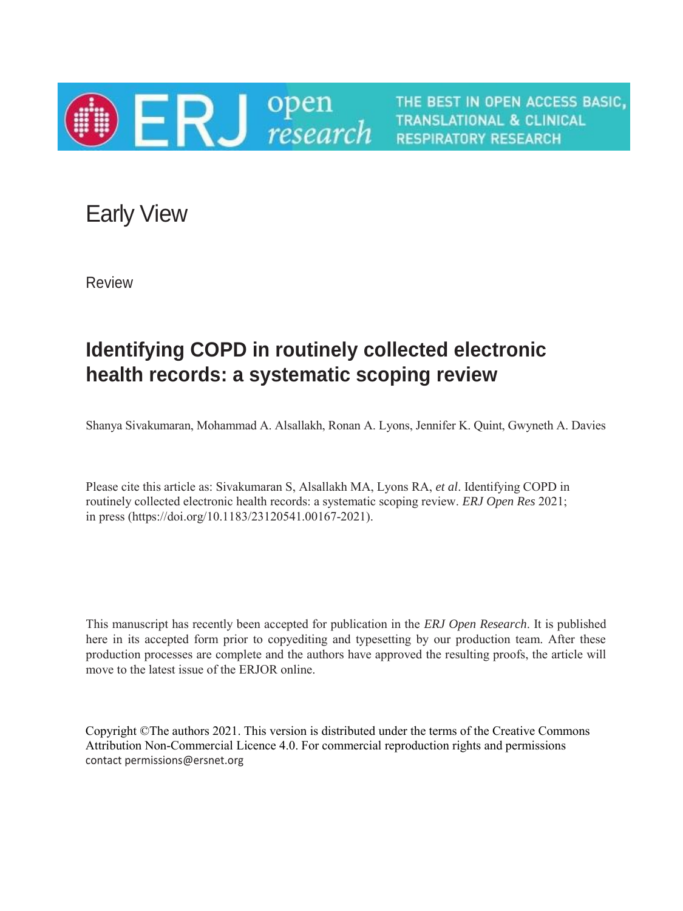ERJ open research — THE BEST IN OPEN ACCESS BASIC, TRANSLATIONAL & CLINICAL RESPIRATORY RESEARCH

# Early View

Review

## Identifying COPD in routinely collected electronic health records: a systematic scoping review

Shanya Sivakumaran, Mohammad A. Alsallakh, Ronan A. Lyons, Jennifer K. Quint, Gwyneth A. Davies

Please cite this article as: Sivakumaran S, Alsallakh MA, Lyons RA, *et al*. Identifying COPD in routinely collected electronic health records: a systematic scoping review. *ERJ Open Res* 2021; in press (https://doi.org/10.1183/23120541.00167-2021).

This manuscript has recently been accepted for publication in the *ERJ Open Research*. It is published here in its accepted form prior to copyediting and typesetting by our production team. After these production processes are complete and the authors have approved the resulting proofs, the article will move to the latest issue of the ERJOR online.

Copyright ©The authors 2021. This version is distributed under the terms of the Creative Commons Attribution Non-Commercial Licence 4.0. For commercial reproduction rights and permissions contact permissions@ersnet.org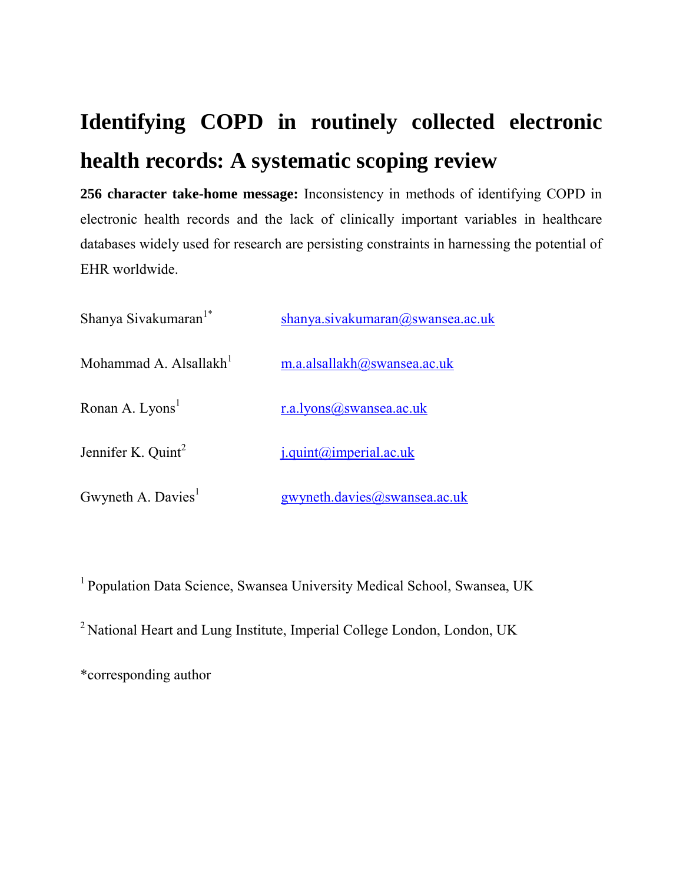# Identifying COPD in routinely collected electronic health records: A systematic scoping review

**256 character take-home message:** Inconsistency in methods of identifying COPD in electronic health records and the lack of clinically important variables in healthcare databases widely used for research are persisting constraints in harnessing the potential of EHR worldwide.

Shanya Sivakumaran[1*] shanya.sivakumaran@swansea.ac.uk

Mohammad A. Alsallakh[1] m.a.alsallakh@swansea.ac.uk

Ronan A. Lyons[1] r.a.lyons@swansea.ac.uk

Jennifer K. Quint[2] j.quint@imperial.ac.uk

Gwyneth A. Davies[1] gwyneth.davies@swansea.ac.uk

[1] Population Data Science, Swansea University Medical School, Swansea, UK

[2] National Heart and Lung Institute, Imperial College London, London, UK

*corresponding author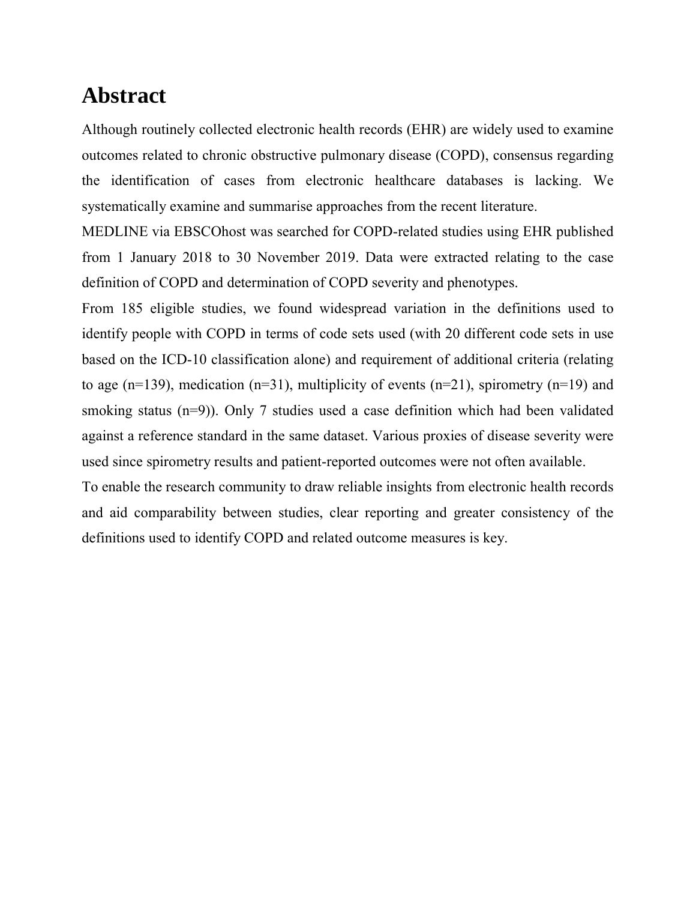# Abstract

Although routinely collected electronic health records (EHR) are widely used to examine outcomes related to chronic obstructive pulmonary disease (COPD), consensus regarding the identification of cases from electronic healthcare databases is lacking. We systematically examine and summarise approaches from the recent literature.

MEDLINE via EBSCOhost was searched for COPD-related studies using EHR published from 1 January 2018 to 30 November 2019. Data were extracted relating to the case definition of COPD and determination of COPD severity and phenotypes.

From 185 eligible studies, we found widespread variation in the definitions used to identify people with COPD in terms of code sets used (with 20 different code sets in use based on the ICD-10 classification alone) and requirement of additional criteria (relating to age (n=139), medication (n=31), multiplicity of events (n=21), spirometry (n=19) and smoking status (n=9)). Only 7 studies used a case definition which had been validated against a reference standard in the same dataset. Various proxies of disease severity were used since spirometry results and patient-reported outcomes were not often available.

To enable the research community to draw reliable insights from electronic health records and aid comparability between studies, clear reporting and greater consistency of the definitions used to identify COPD and related outcome measures is key.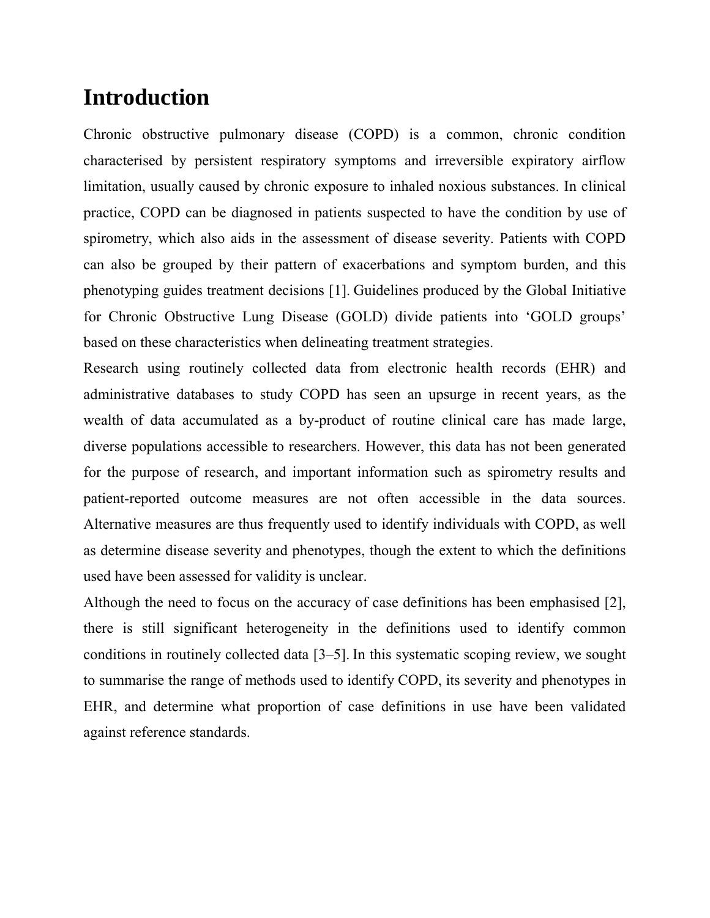# Introduction

Chronic obstructive pulmonary disease (COPD) is a common, chronic condition characterised by persistent respiratory symptoms and irreversible expiratory airflow limitation, usually caused by chronic exposure to inhaled noxious substances. In clinical practice, COPD can be diagnosed in patients suspected to have the condition by use of spirometry, which also aids in the assessment of disease severity. Patients with COPD can also be grouped by their pattern of exacerbations and symptom burden, and this phenotyping guides treatment decisions [1]. Guidelines produced by the Global Initiative for Chronic Obstructive Lung Disease (GOLD) divide patients into 'GOLD groups' based on these characteristics when delineating treatment strategies.

Research using routinely collected data from electronic health records (EHR) and administrative databases to study COPD has seen an upsurge in recent years, as the wealth of data accumulated as a by-product of routine clinical care has made large, diverse populations accessible to researchers. However, this data has not been generated for the purpose of research, and important information such as spirometry results and patient-reported outcome measures are not often accessible in the data sources. Alternative measures are thus frequently used to identify individuals with COPD, as well as determine disease severity and phenotypes, though the extent to which the definitions used have been assessed for validity is unclear.

Although the need to focus on the accuracy of case definitions has been emphasised [2], there is still significant heterogeneity in the definitions used to identify common conditions in routinely collected data [3–5]. In this systematic scoping review, we sought to summarise the range of methods used to identify COPD, its severity and phenotypes in EHR, and determine what proportion of case definitions in use have been validated against reference standards.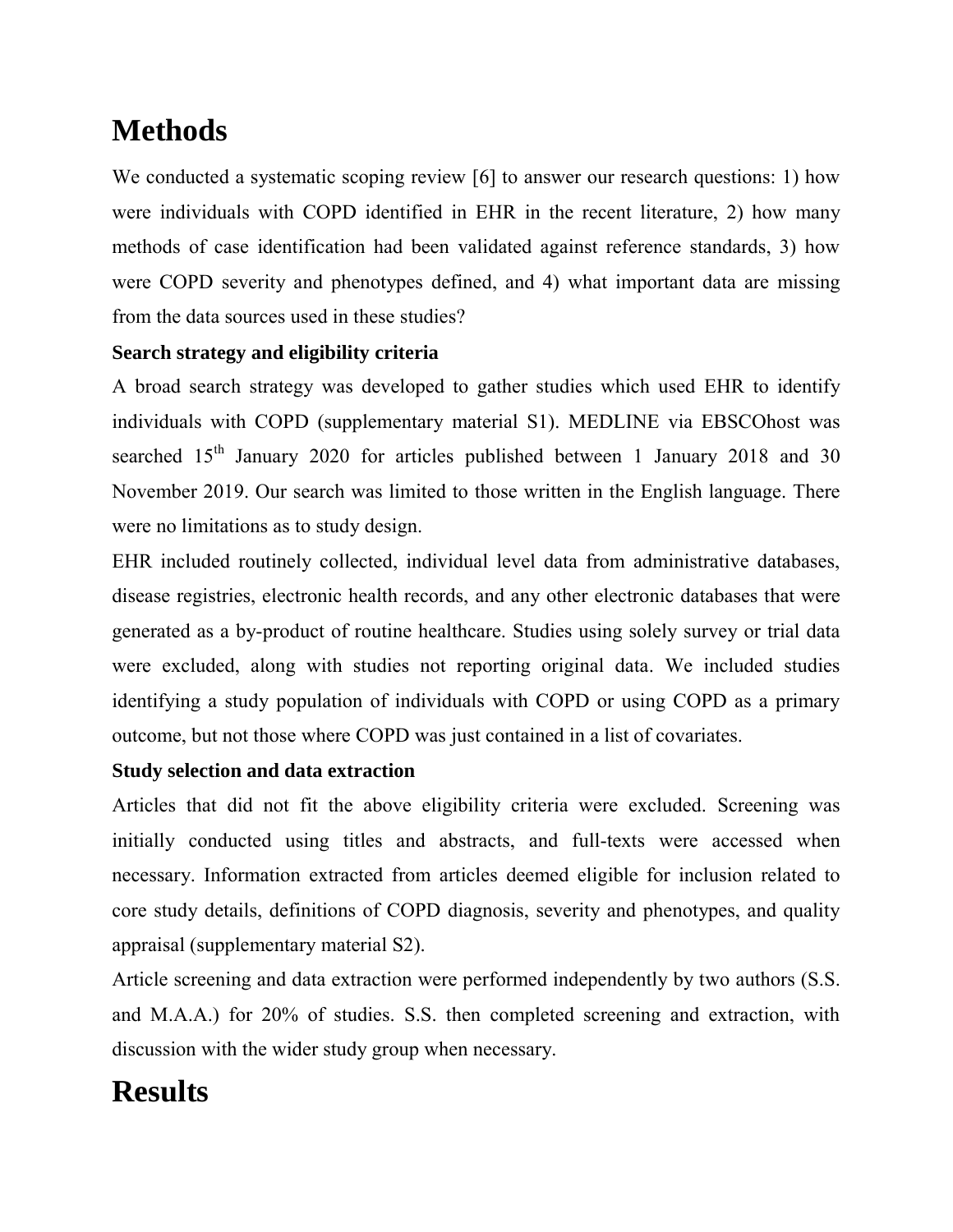# Methods

We conducted a systematic scoping review [6] to answer our research questions: 1) how were individuals with COPD identified in EHR in the recent literature, 2) how many methods of case identification had been validated against reference standards, 3) how were COPD severity and phenotypes defined, and 4) what important data are missing from the data sources used in these studies?

### Search strategy and eligibility criteria

A broad search strategy was developed to gather studies which used EHR to identify individuals with COPD (supplementary material S1). MEDLINE via EBSCOhost was searched 15th January 2020 for articles published between 1 January 2018 and 30 November 2019. Our search was limited to those written in the English language. There were no limitations as to study design.

EHR included routinely collected, individual level data from administrative databases, disease registries, electronic health records, and any other electronic databases that were generated as a by-product of routine healthcare. Studies using solely survey or trial data were excluded, along with studies not reporting original data. We included studies identifying a study population of individuals with COPD or using COPD as a primary outcome, but not those where COPD was just contained in a list of covariates.

### Study selection and data extraction

Articles that did not fit the above eligibility criteria were excluded. Screening was initially conducted using titles and abstracts, and full-texts were accessed when necessary. Information extracted from articles deemed eligible for inclusion related to core study details, definitions of COPD diagnosis, severity and phenotypes, and quality appraisal (supplementary material S2).

Article screening and data extraction were performed independently by two authors (S.S. and M.A.A.) for 20% of studies. S.S. then completed screening and extraction, with discussion with the wider study group when necessary.

# Results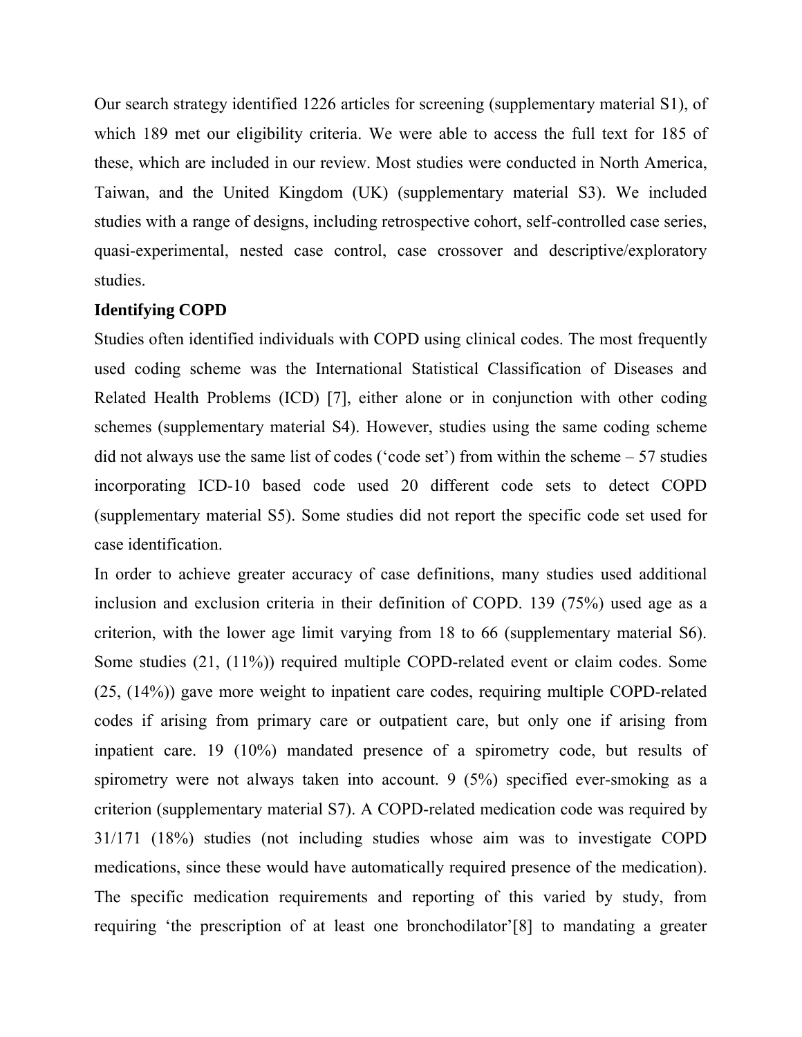Our search strategy identified 1226 articles for screening (supplementary material S1), of which 189 met our eligibility criteria. We were able to access the full text for 185 of these, which are included in our review. Most studies were conducted in North America, Taiwan, and the United Kingdom (UK) (supplementary material S3). We included studies with a range of designs, including retrospective cohort, self-controlled case series, quasi-experimental, nested case control, case crossover and descriptive/exploratory studies.

**Identifying COPD**

Studies often identified individuals with COPD using clinical codes. The most frequently used coding scheme was the International Statistical Classification of Diseases and Related Health Problems (ICD) [7], either alone or in conjunction with other coding schemes (supplementary material S4). However, studies using the same coding scheme did not always use the same list of codes ('code set') from within the scheme – 57 studies incorporating ICD-10 based code used 20 different code sets to detect COPD (supplementary material S5). Some studies did not report the specific code set used for case identification.

In order to achieve greater accuracy of case definitions, many studies used additional inclusion and exclusion criteria in their definition of COPD. 139 (75%) used age as a criterion, with the lower age limit varying from 18 to 66 (supplementary material S6). Some studies (21, (11%)) required multiple COPD-related event or claim codes. Some (25, (14%)) gave more weight to inpatient care codes, requiring multiple COPD-related codes if arising from primary care or outpatient care, but only one if arising from inpatient care. 19 (10%) mandated presence of a spirometry code, but results of spirometry were not always taken into account. 9 (5%) specified ever-smoking as a criterion (supplementary material S7). A COPD-related medication code was required by 31/171 (18%) studies (not including studies whose aim was to investigate COPD medications, since these would have automatically required presence of the medication). The specific medication requirements and reporting of this varied by study, from requiring 'the prescription of at least one bronchodilator'[8] to mandating a greater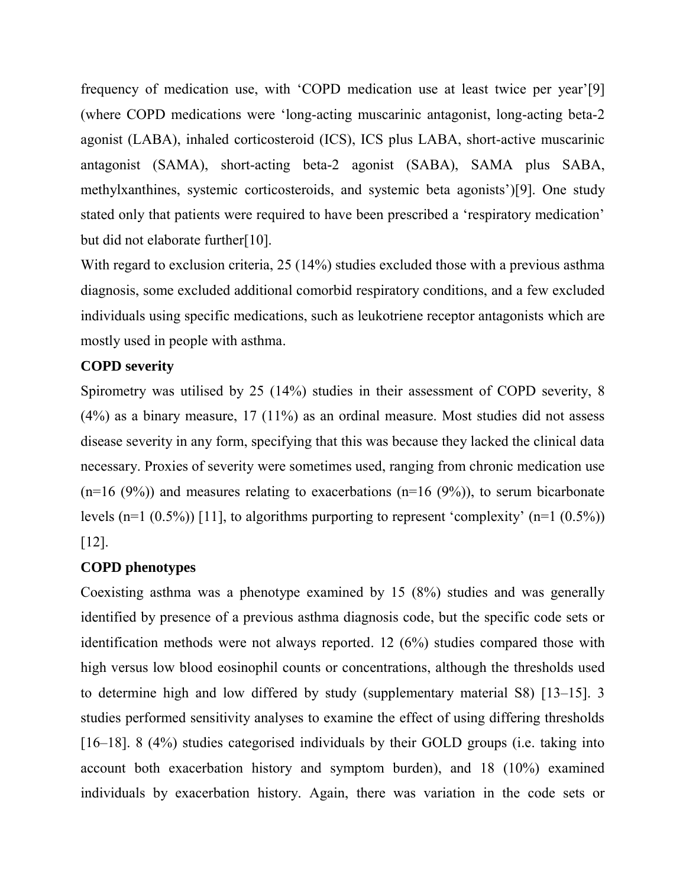frequency of medication use, with 'COPD medication use at least twice per year'[9] (where COPD medications were 'long-acting muscarinic antagonist, long-acting beta-2 agonist (LABA), inhaled corticosteroid (ICS), ICS plus LABA, short-active muscarinic antagonist (SAMA), short-acting beta-2 agonist (SABA), SAMA plus SABA, methylxanthines, systemic corticosteroids, and systemic beta agonists')[9]. One study stated only that patients were required to have been prescribed a 'respiratory medication' but did not elaborate further[10].

With regard to exclusion criteria, 25 (14%) studies excluded those with a previous asthma diagnosis, some excluded additional comorbid respiratory conditions, and a few excluded individuals using specific medications, such as leukotriene receptor antagonists which are mostly used in people with asthma.

**COPD severity**

Spirometry was utilised by 25 (14%) studies in their assessment of COPD severity, 8 (4%) as a binary measure, 17 (11%) as an ordinal measure. Most studies did not assess disease severity in any form, specifying that this was because they lacked the clinical data necessary. Proxies of severity were sometimes used, ranging from chronic medication use (n=16 (9%)) and measures relating to exacerbations (n=16 (9%)), to serum bicarbonate levels (n=1 (0.5%)) [11], to algorithms purporting to represent 'complexity' (n=1 (0.5%)) [12].

**COPD phenotypes**

Coexisting asthma was a phenotype examined by 15 (8%) studies and was generally identified by presence of a previous asthma diagnosis code, but the specific code sets or identification methods were not always reported. 12 (6%) studies compared those with high versus low blood eosinophil counts or concentrations, although the thresholds used to determine high and low differed by study (supplementary material S8) [13–15]. 3 studies performed sensitivity analyses to examine the effect of using differing thresholds [16–18]. 8 (4%) studies categorised individuals by their GOLD groups (i.e. taking into account both exacerbation history and symptom burden), and 18 (10%) examined individuals by exacerbation history. Again, there was variation in the code sets or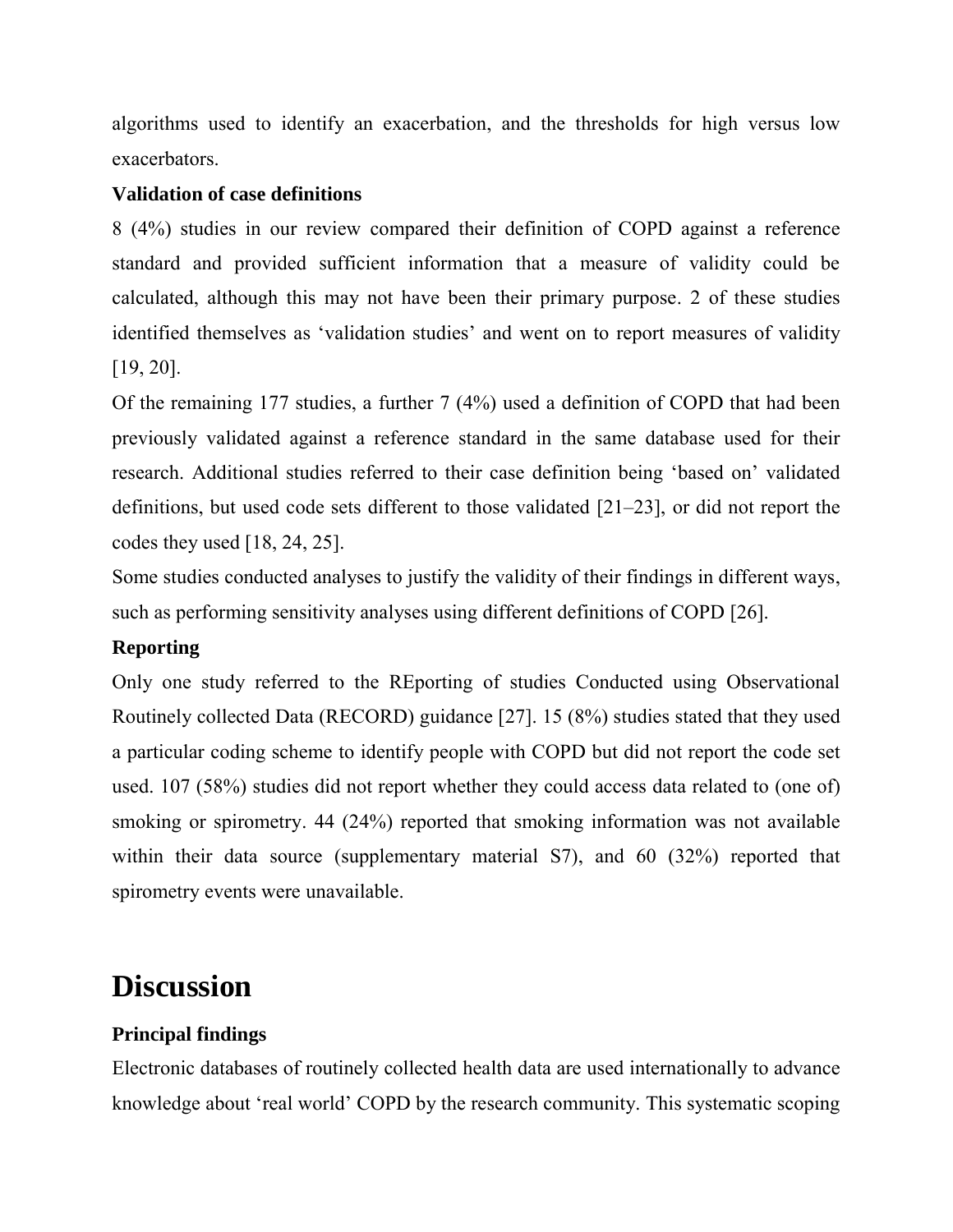algorithms used to identify an exacerbation, and the thresholds for high versus low exacerbators.

**Validation of case definitions**

8 (4%) studies in our review compared their definition of COPD against a reference standard and provided sufficient information that a measure of validity could be calculated, although this may not have been their primary purpose. 2 of these studies identified themselves as 'validation studies' and went on to report measures of validity [19, 20].

Of the remaining 177 studies, a further 7 (4%) used a definition of COPD that had been previously validated against a reference standard in the same database used for their research. Additional studies referred to their case definition being 'based on' validated definitions, but used code sets different to those validated [21–23], or did not report the codes they used [18, 24, 25].

Some studies conducted analyses to justify the validity of their findings in different ways, such as performing sensitivity analyses using different definitions of COPD [26].

**Reporting**

Only one study referred to the REporting of studies Conducted using Observational Routinely collected Data (RECORD) guidance [27]. 15 (8%) studies stated that they used a particular coding scheme to identify people with COPD but did not report the code set used. 107 (58%) studies did not report whether they could access data related to (one of) smoking or spirometry. 44 (24%) reported that smoking information was not available within their data source (supplementary material S7), and 60 (32%) reported that spirometry events were unavailable.

# Discussion

**Principal findings**

Electronic databases of routinely collected health data are used internationally to advance knowledge about 'real world' COPD by the research community. This systematic scoping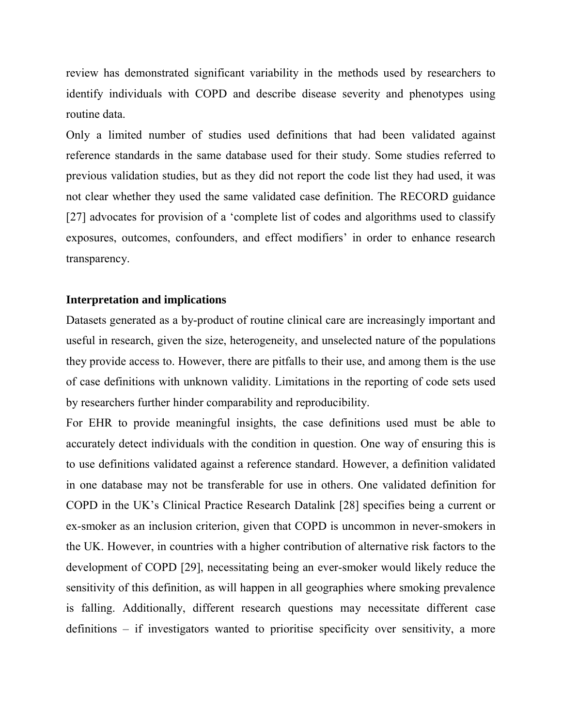review has demonstrated significant variability in the methods used by researchers to identify individuals with COPD and describe disease severity and phenotypes using routine data.

Only a limited number of studies used definitions that had been validated against reference standards in the same database used for their study. Some studies referred to previous validation studies, but as they did not report the code list they had used, it was not clear whether they used the same validated case definition. The RECORD guidance [27] advocates for provision of a 'complete list of codes and algorithms used to classify exposures, outcomes, confounders, and effect modifiers' in order to enhance research transparency.

## Interpretation and implications

Datasets generated as a by-product of routine clinical care are increasingly important and useful in research, given the size, heterogeneity, and unselected nature of the populations they provide access to. However, there are pitfalls to their use, and among them is the use of case definitions with unknown validity. Limitations in the reporting of code sets used by researchers further hinder comparability and reproducibility.

For EHR to provide meaningful insights, the case definitions used must be able to accurately detect individuals with the condition in question. One way of ensuring this is to use definitions validated against a reference standard. However, a definition validated in one database may not be transferable for use in others. One validated definition for COPD in the UK's Clinical Practice Research Datalink [28] specifies being a current or ex-smoker as an inclusion criterion, given that COPD is uncommon in never-smokers in the UK. However, in countries with a higher contribution of alternative risk factors to the development of COPD [29], necessitating being an ever-smoker would likely reduce the sensitivity of this definition, as will happen in all geographies where smoking prevalence is falling. Additionally, different research questions may necessitate different case definitions – if investigators wanted to prioritise specificity over sensitivity, a more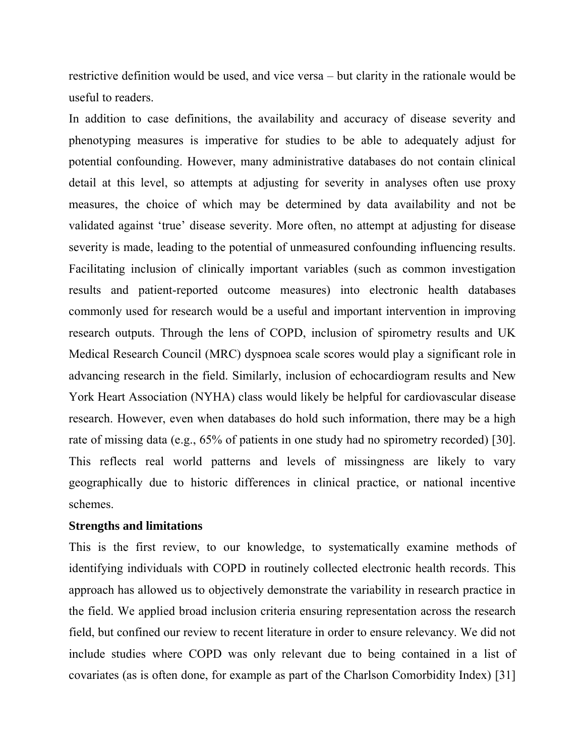restrictive definition would be used, and vice versa – but clarity in the rationale would be useful to readers.

In addition to case definitions, the availability and accuracy of disease severity and phenotyping measures is imperative for studies to be able to adequately adjust for potential confounding. However, many administrative databases do not contain clinical detail at this level, so attempts at adjusting for severity in analyses often use proxy measures, the choice of which may be determined by data availability and not be validated against 'true' disease severity. More often, no attempt at adjusting for disease severity is made, leading to the potential of unmeasured confounding influencing results. Facilitating inclusion of clinically important variables (such as common investigation results and patient-reported outcome measures) into electronic health databases commonly used for research would be a useful and important intervention in improving research outputs. Through the lens of COPD, inclusion of spirometry results and UK Medical Research Council (MRC) dyspnoea scale scores would play a significant role in advancing research in the field. Similarly, inclusion of echocardiogram results and New York Heart Association (NYHA) class would likely be helpful for cardiovascular disease research. However, even when databases do hold such information, there may be a high rate of missing data (e.g., 65% of patients in one study had no spirometry recorded) [30]. This reflects real world patterns and levels of missingness are likely to vary geographically due to historic differences in clinical practice, or national incentive schemes.

**Strengths and limitations**

This is the first review, to our knowledge, to systematically examine methods of identifying individuals with COPD in routinely collected electronic health records. This approach has allowed us to objectively demonstrate the variability in research practice in the field. We applied broad inclusion criteria ensuring representation across the research field, but confined our review to recent literature in order to ensure relevancy. We did not include studies where COPD was only relevant due to being contained in a list of covariates (as is often done, for example as part of the Charlson Comorbidity Index) [31]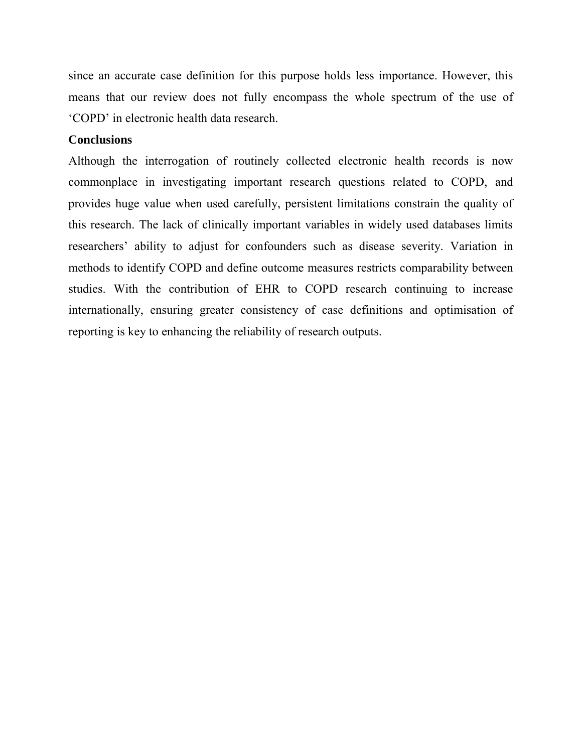since an accurate case definition for this purpose holds less importance. However, this means that our review does not fully encompass the whole spectrum of the use of 'COPD' in electronic health data research.

## Conclusions

Although the interrogation of routinely collected electronic health records is now commonplace in investigating important research questions related to COPD, and provides huge value when used carefully, persistent limitations constrain the quality of this research. The lack of clinically important variables in widely used databases limits researchers' ability to adjust for confounders such as disease severity. Variation in methods to identify COPD and define outcome measures restricts comparability between studies. With the contribution of EHR to COPD research continuing to increase internationally, ensuring greater consistency of case definitions and optimisation of reporting is key to enhancing the reliability of research outputs.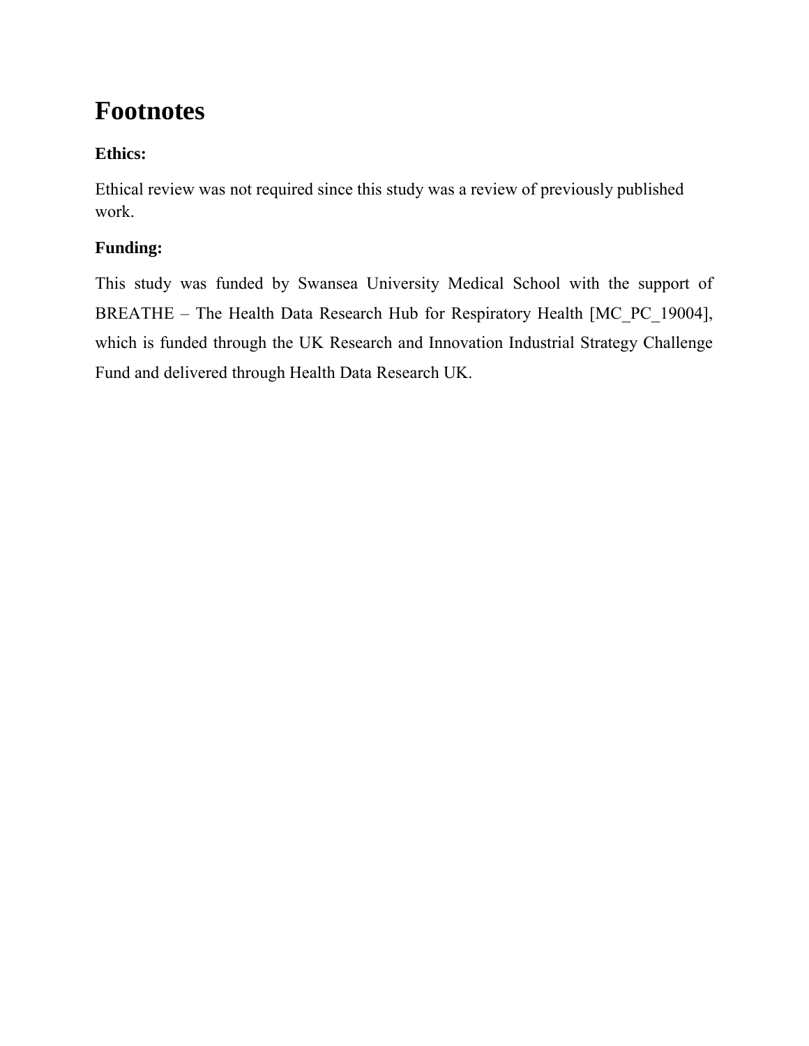# Footnotes

### Ethics:

Ethical review was not required since this study was a review of previously published work.

### Funding:

This study was funded by Swansea University Medical School with the support of BREATHE – The Health Data Research Hub for Respiratory Health [MC_PC_19004], which is funded through the UK Research and Innovation Industrial Strategy Challenge Fund and delivered through Health Data Research UK.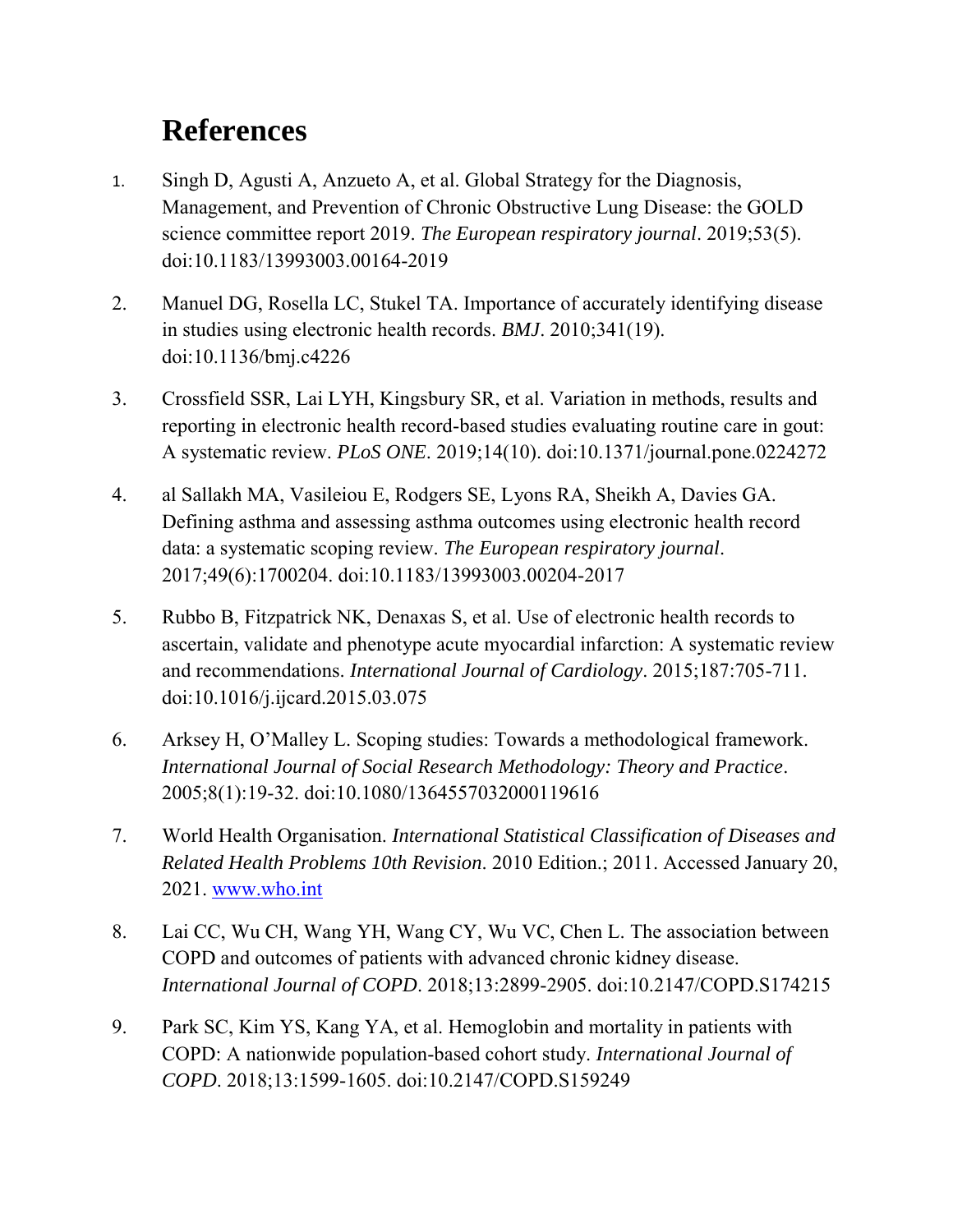# References

1. Singh D, Agusti A, Anzueto A, et al. Global Strategy for the Diagnosis, Management, and Prevention of Chronic Obstructive Lung Disease: the GOLD science committee report 2019. *The European respiratory journal*. 2019;53(5). doi:10.1183/13993003.00164-2019

2. Manuel DG, Rosella LC, Stukel TA. Importance of accurately identifying disease in studies using electronic health records. *BMJ*. 2010;341(19). doi:10.1136/bmj.c4226

3. Crossfield SSR, Lai LYH, Kingsbury SR, et al. Variation in methods, results and reporting in electronic health record-based studies evaluating routine care in gout: A systematic review. *PLoS ONE*. 2019;14(10). doi:10.1371/journal.pone.0224272

4. al Sallakh MA, Vasileiou E, Rodgers SE, Lyons RA, Sheikh A, Davies GA. Defining asthma and assessing asthma outcomes using electronic health record data: a systematic scoping review. *The European respiratory journal*. 2017;49(6):1700204. doi:10.1183/13993003.00204-2017

5. Rubbo B, Fitzpatrick NK, Denaxas S, et al. Use of electronic health records to ascertain, validate and phenotype acute myocardial infarction: A systematic review and recommendations. *International Journal of Cardiology*. 2015;187:705-711. doi:10.1016/j.ijcard.2015.03.075

6. Arksey H, O'Malley L. Scoping studies: Towards a methodological framework. *International Journal of Social Research Methodology: Theory and Practice*. 2005;8(1):19-32. doi:10.1080/1364557032000119616

7. World Health Organisation. *International Statistical Classification of Diseases and Related Health Problems 10th Revision*. 2010 Edition.; 2011. Accessed January 20, 2021. www.who.int

8. Lai CC, Wu CH, Wang YH, Wang CY, Wu VC, Chen L. The association between COPD and outcomes of patients with advanced chronic kidney disease. *International Journal of COPD*. 2018;13:2899-2905. doi:10.2147/COPD.S174215

9. Park SC, Kim YS, Kang YA, et al. Hemoglobin and mortality in patients with COPD: A nationwide population-based cohort study. *International Journal of COPD*. 2018;13:1599-1605. doi:10.2147/COPD.S159249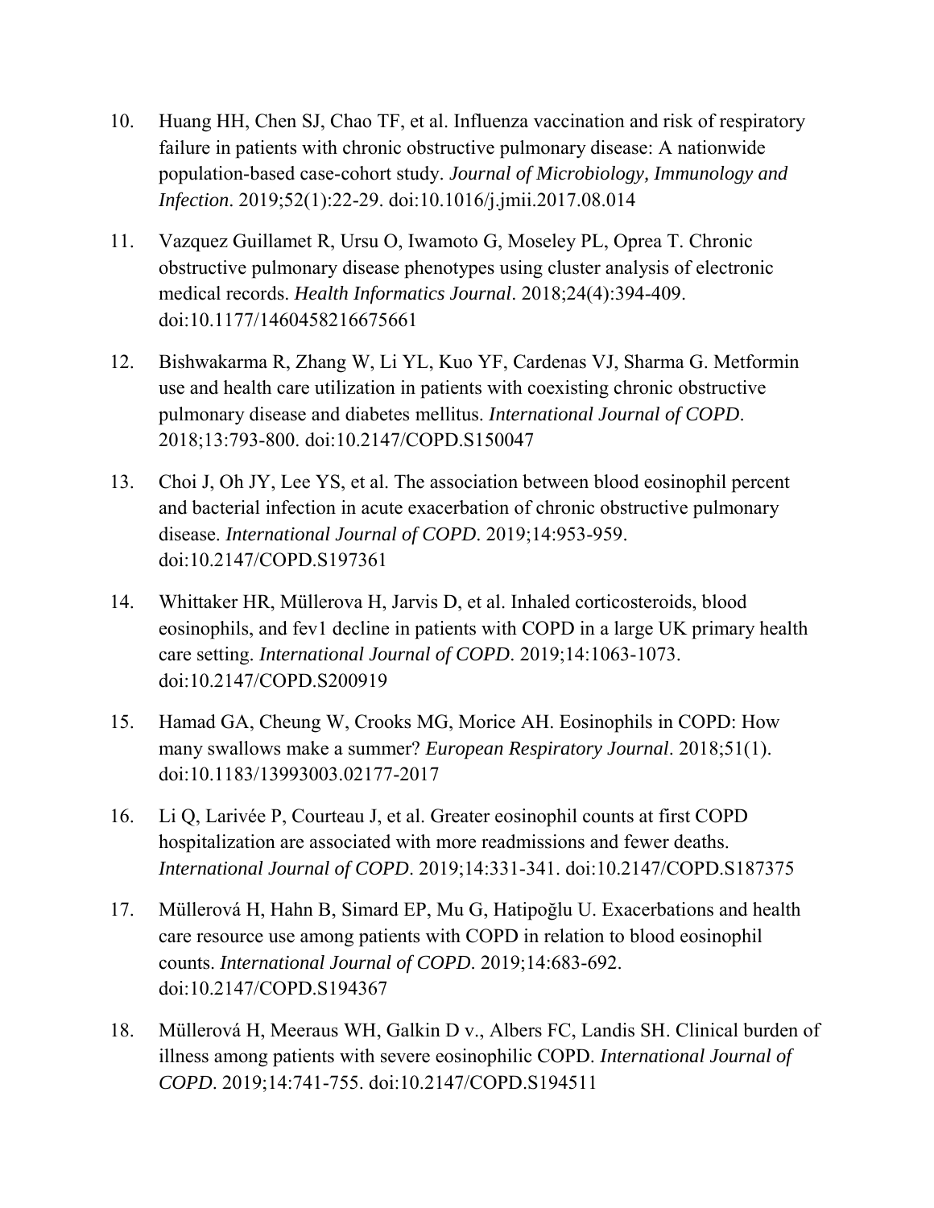10. Huang HH, Chen SJ, Chao TF, et al. Influenza vaccination and risk of respiratory failure in patients with chronic obstructive pulmonary disease: A nationwide population-based case-cohort study. *Journal of Microbiology, Immunology and Infection*. 2019;52(1):22-29. doi:10.1016/j.jmii.2017.08.014

11. Vazquez Guillamet R, Ursu O, Iwamoto G, Moseley PL, Oprea T. Chronic obstructive pulmonary disease phenotypes using cluster analysis of electronic medical records. *Health Informatics Journal*. 2018;24(4):394-409. doi:10.1177/1460458216675661

12. Bishwakarma R, Zhang W, Li YL, Kuo YF, Cardenas VJ, Sharma G. Metformin use and health care utilization in patients with coexisting chronic obstructive pulmonary disease and diabetes mellitus. *International Journal of COPD*. 2018;13:793-800. doi:10.2147/COPD.S150047

13. Choi J, Oh JY, Lee YS, et al. The association between blood eosinophil percent and bacterial infection in acute exacerbation of chronic obstructive pulmonary disease. *International Journal of COPD*. 2019;14:953-959. doi:10.2147/COPD.S197361

14. Whittaker HR, Müllerova H, Jarvis D, et al. Inhaled corticosteroids, blood eosinophils, and fev1 decline in patients with COPD in a large UK primary health care setting. *International Journal of COPD*. 2019;14:1063-1073. doi:10.2147/COPD.S200919

15. Hamad GA, Cheung W, Crooks MG, Morice AH. Eosinophils in COPD: How many swallows make a summer? *European Respiratory Journal*. 2018;51(1). doi:10.1183/13993003.02177-2017

16. Li Q, Larivée P, Courteau J, et al. Greater eosinophil counts at first COPD hospitalization are associated with more readmissions and fewer deaths. *International Journal of COPD*. 2019;14:331-341. doi:10.2147/COPD.S187375

17. Müllerová H, Hahn B, Simard EP, Mu G, Hatipoğlu U. Exacerbations and health care resource use among patients with COPD in relation to blood eosinophil counts. *International Journal of COPD*. 2019;14:683-692. doi:10.2147/COPD.S194367

18. Müllerová H, Meeraus WH, Galkin D v., Albers FC, Landis SH. Clinical burden of illness among patients with severe eosinophilic COPD. *International Journal of COPD*. 2019;14:741-755. doi:10.2147/COPD.S194511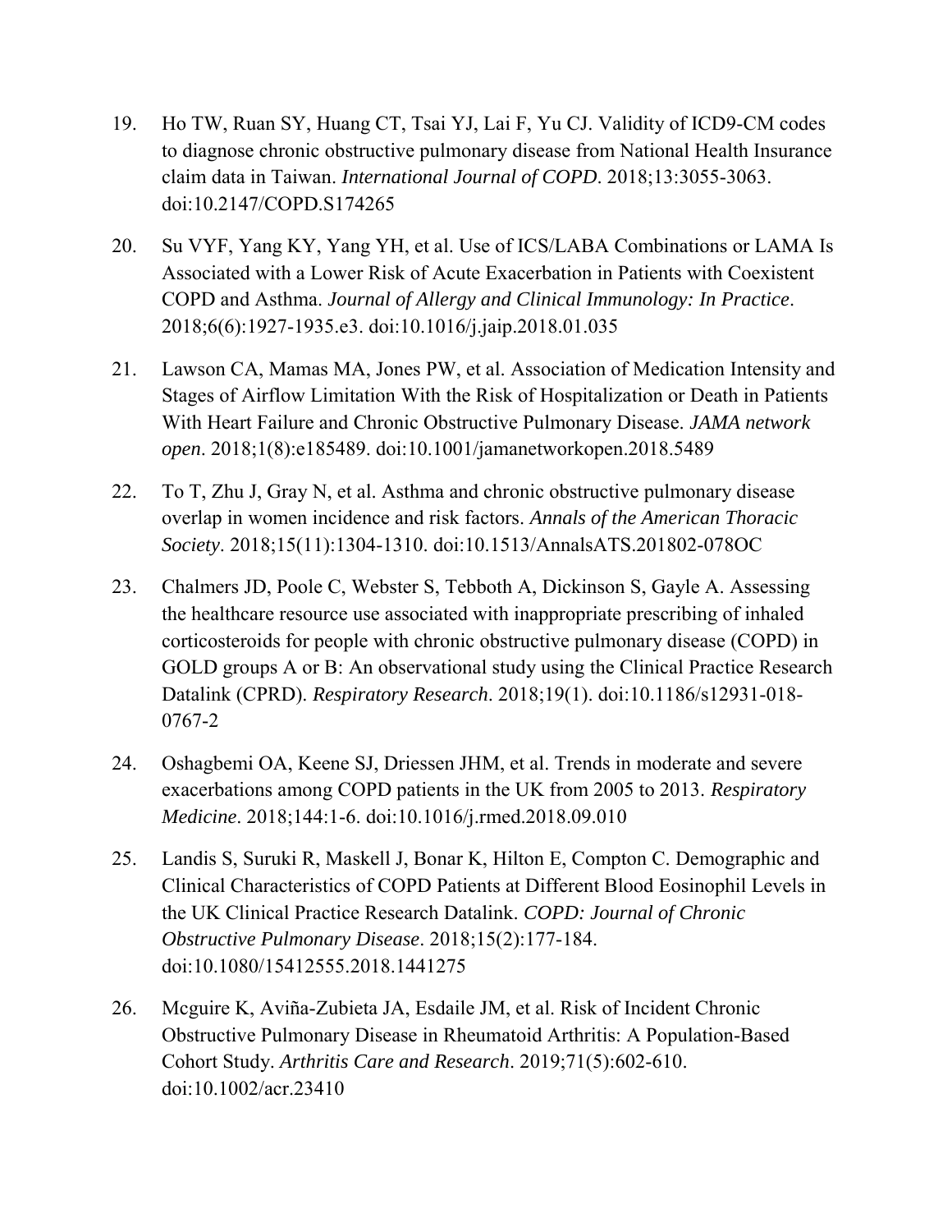19. Ho TW, Ruan SY, Huang CT, Tsai YJ, Lai F, Yu CJ. Validity of ICD9-CM codes to diagnose chronic obstructive pulmonary disease from National Health Insurance claim data in Taiwan. *International Journal of COPD*. 2018;13:3055-3063. doi:10.2147/COPD.S174265

20. Su VYF, Yang KY, Yang YH, et al. Use of ICS/LABA Combinations or LAMA Is Associated with a Lower Risk of Acute Exacerbation in Patients with Coexistent COPD and Asthma. *Journal of Allergy and Clinical Immunology: In Practice*. 2018;6(6):1927-1935.e3. doi:10.1016/j.jaip.2018.01.035

21. Lawson CA, Mamas MA, Jones PW, et al. Association of Medication Intensity and Stages of Airflow Limitation With the Risk of Hospitalization or Death in Patients With Heart Failure and Chronic Obstructive Pulmonary Disease. *JAMA network open*. 2018;1(8):e185489. doi:10.1001/jamanetworkopen.2018.5489

22. To T, Zhu J, Gray N, et al. Asthma and chronic obstructive pulmonary disease overlap in women incidence and risk factors. *Annals of the American Thoracic Society*. 2018;15(11):1304-1310. doi:10.1513/AnnalsATS.201802-078OC

23. Chalmers JD, Poole C, Webster S, Tebboth A, Dickinson S, Gayle A. Assessing the healthcare resource use associated with inappropriate prescribing of inhaled corticosteroids for people with chronic obstructive pulmonary disease (COPD) in GOLD groups A or B: An observational study using the Clinical Practice Research Datalink (CPRD). *Respiratory Research*. 2018;19(1). doi:10.1186/s12931-018-0767-2

24. Oshagbemi OA, Keene SJ, Driessen JHM, et al. Trends in moderate and severe exacerbations among COPD patients in the UK from 2005 to 2013. *Respiratory Medicine*. 2018;144:1-6. doi:10.1016/j.rmed.2018.09.010

25. Landis S, Suruki R, Maskell J, Bonar K, Hilton E, Compton C. Demographic and Clinical Characteristics of COPD Patients at Different Blood Eosinophil Levels in the UK Clinical Practice Research Datalink. *COPD: Journal of Chronic Obstructive Pulmonary Disease*. 2018;15(2):177-184. doi:10.1080/15412555.2018.1441275

26. Mcguire K, Aviña-Zubieta JA, Esdaile JM, et al. Risk of Incident Chronic Obstructive Pulmonary Disease in Rheumatoid Arthritis: A Population-Based Cohort Study. *Arthritis Care and Research*. 2019;71(5):602-610. doi:10.1002/acr.23410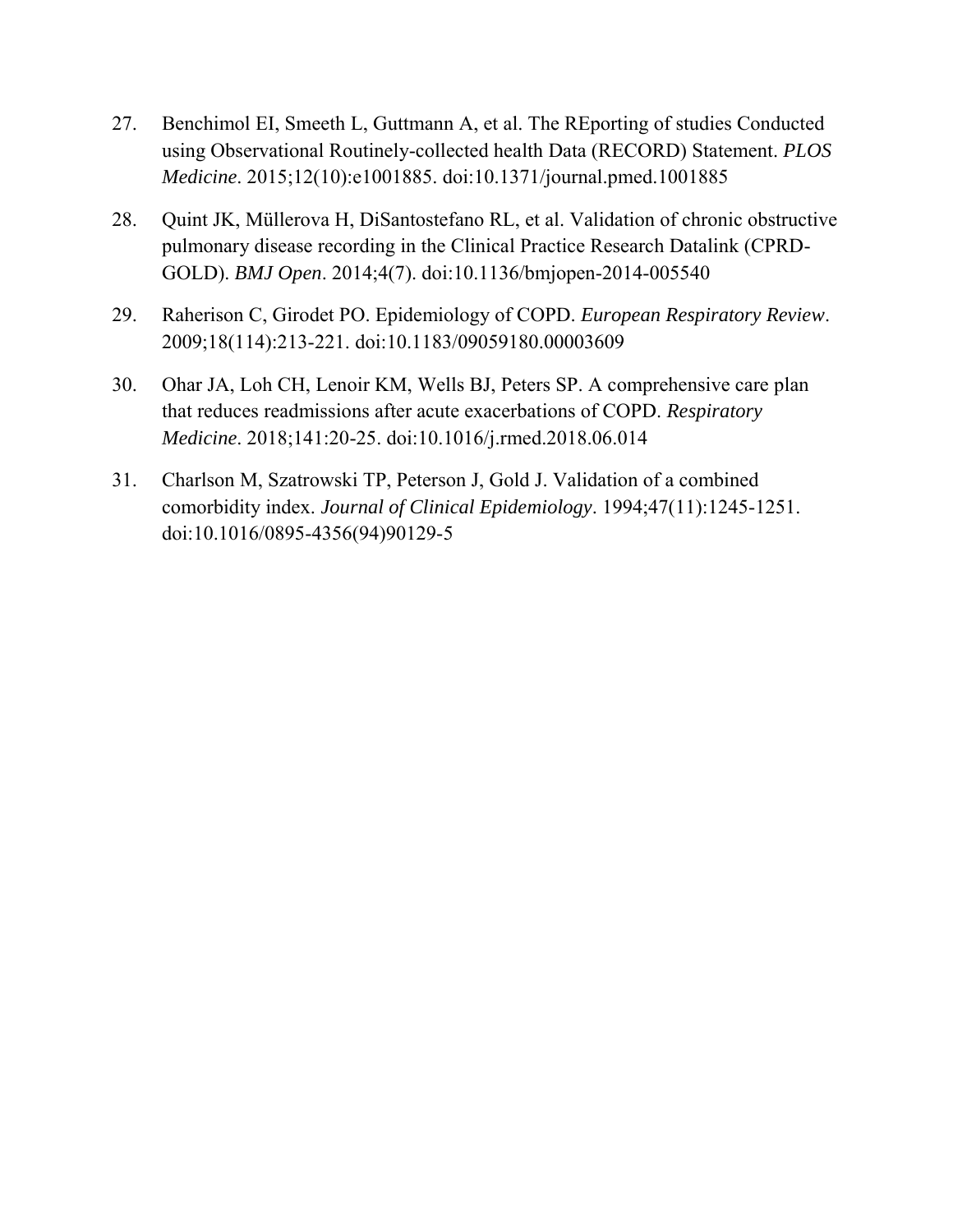27. Benchimol EI, Smeeth L, Guttmann A, et al. The REporting of studies Conducted using Observational Routinely-collected health Data (RECORD) Statement. *PLOS Medicine*. 2015;12(10):e1001885. doi:10.1371/journal.pmed.1001885

28. Quint JK, Müllerova H, DiSantostefano RL, et al. Validation of chronic obstructive pulmonary disease recording in the Clinical Practice Research Datalink (CPRD-GOLD). *BMJ Open*. 2014;4(7). doi:10.1136/bmjopen-2014-005540

29. Raherison C, Girodet PO. Epidemiology of COPD. *European Respiratory Review*. 2009;18(114):213-221. doi:10.1183/09059180.00003609

30. Ohar JA, Loh CH, Lenoir KM, Wells BJ, Peters SP. A comprehensive care plan that reduces readmissions after acute exacerbations of COPD. *Respiratory Medicine*. 2018;141:20-25. doi:10.1016/j.rmed.2018.06.014

31. Charlson M, Szatrowski TP, Peterson J, Gold J. Validation of a combined comorbidity index. *Journal of Clinical Epidemiology*. 1994;47(11):1245-1251. doi:10.1016/0895-4356(94)90129-5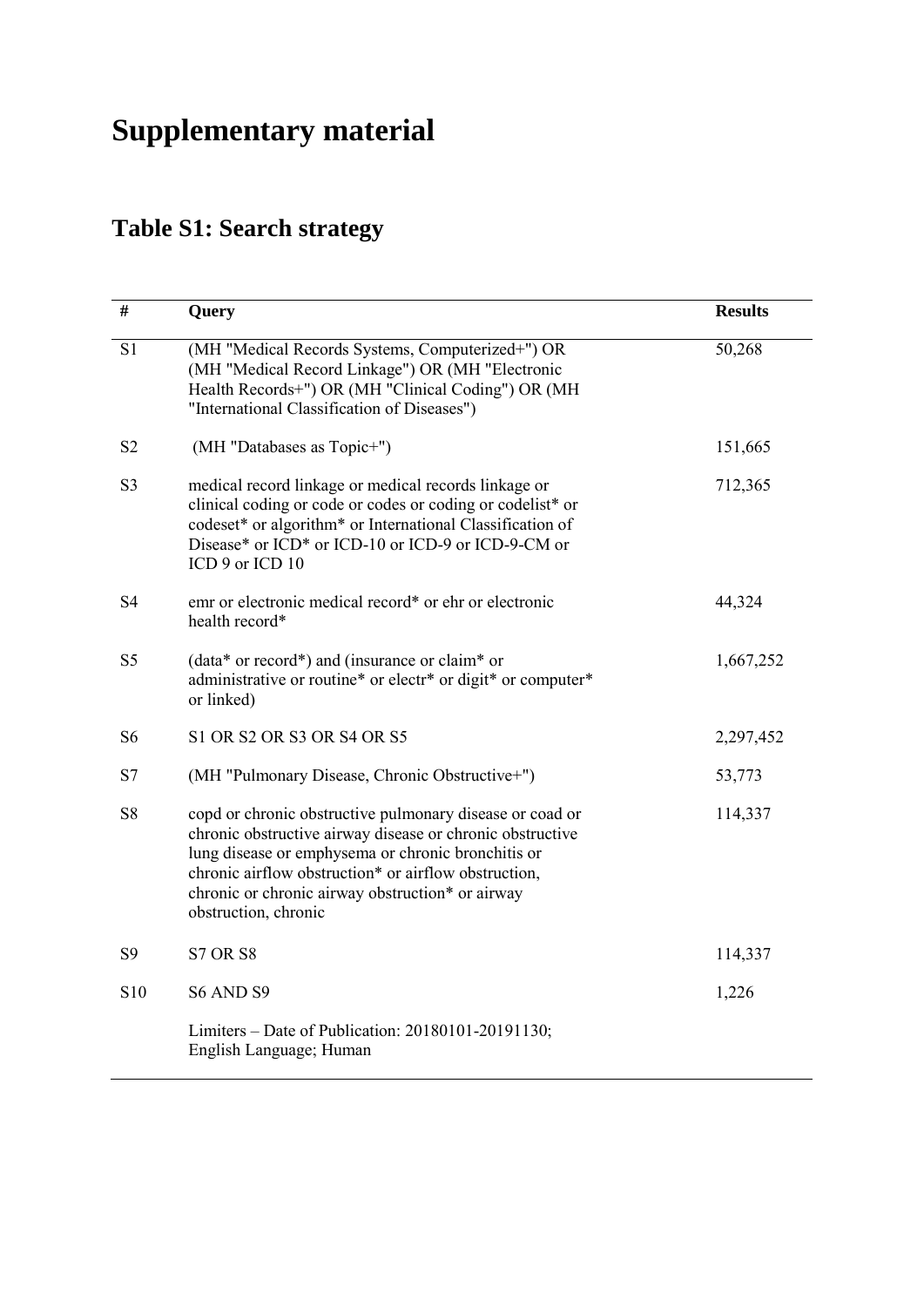# Supplementary material

## Table S1: Search strategy

| # | Query | Results |
|---|---|---|
| S1 | (MH "Medical Records Systems, Computerized+") OR (MH "Medical Record Linkage") OR (MH "Electronic Health Records+") OR (MH "Clinical Coding") OR (MH "International Classification of Diseases") | 50,268 |
| S2 | (MH "Databases as Topic+") | 151,665 |
| S3 | medical record linkage or medical records linkage or clinical coding or code or codes or coding or codelist* or codeset* or algorithm* or International Classification of Disease* or ICD* or ICD-10 or ICD-9 or ICD-9-CM or ICD 9 or ICD 10 | 712,365 |
| S4 | emr or electronic medical record* or ehr or electronic health record* | 44,324 |
| S5 | (data* or record*) and (insurance or claim* or administrative or routine* or electr* or digit* or computer* or linked) | 1,667,252 |
| S6 | S1 OR S2 OR S3 OR S4 OR S5 | 2,297,452 |
| S7 | (MH "Pulmonary Disease, Chronic Obstructive+") | 53,773 |
| S8 | copd or chronic obstructive pulmonary disease or coad or chronic obstructive airway disease or chronic obstructive lung disease or emphysema or chronic bronchitis or chronic airflow obstruction* or airflow obstruction, chronic or chronic airway obstruction* or airway obstruction, chronic | 114,337 |
| S9 | S7 OR S8 | 114,337 |
| S10 | S6 AND S9 | 1,226 |
| | Limiters – Date of Publication: 20180101-20191130; English Language; Human | |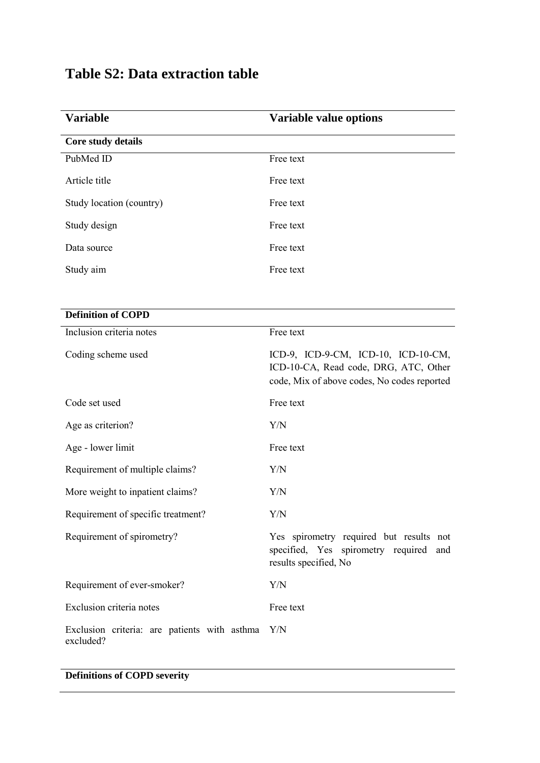# Table S2: Data extraction table

| Variable | Variable value options |
|---|---|
| **Core study details** | |
| PubMed ID | Free text |
| Article title | Free text |
| Study location (country) | Free text |
| Study design | Free text |
| Data source | Free text |
| Study aim | Free text |
| **Definition of COPD** | |
| Inclusion criteria notes | Free text |
| Coding scheme used | ICD-9, ICD-9-CM, ICD-10, ICD-10-CM, ICD-10-CA, Read code, DRG, ATC, Other code, Mix of above codes, No codes reported |
| Code set used | Free text |
| Age as criterion? | Y/N |
| Age - lower limit | Free text |
| Requirement of multiple claims? | Y/N |
| More weight to inpatient claims? | Y/N |
| Requirement of specific treatment? | Y/N |
| Requirement of spirometry? | Yes spirometry required but results not specified, Yes spirometry required and results specified, No |
| Requirement of ever-smoker? | Y/N |
| Exclusion criteria notes | Free text |
| Exclusion criteria: are patients with asthma excluded? | Y/N |
| **Definitions of COPD severity** | |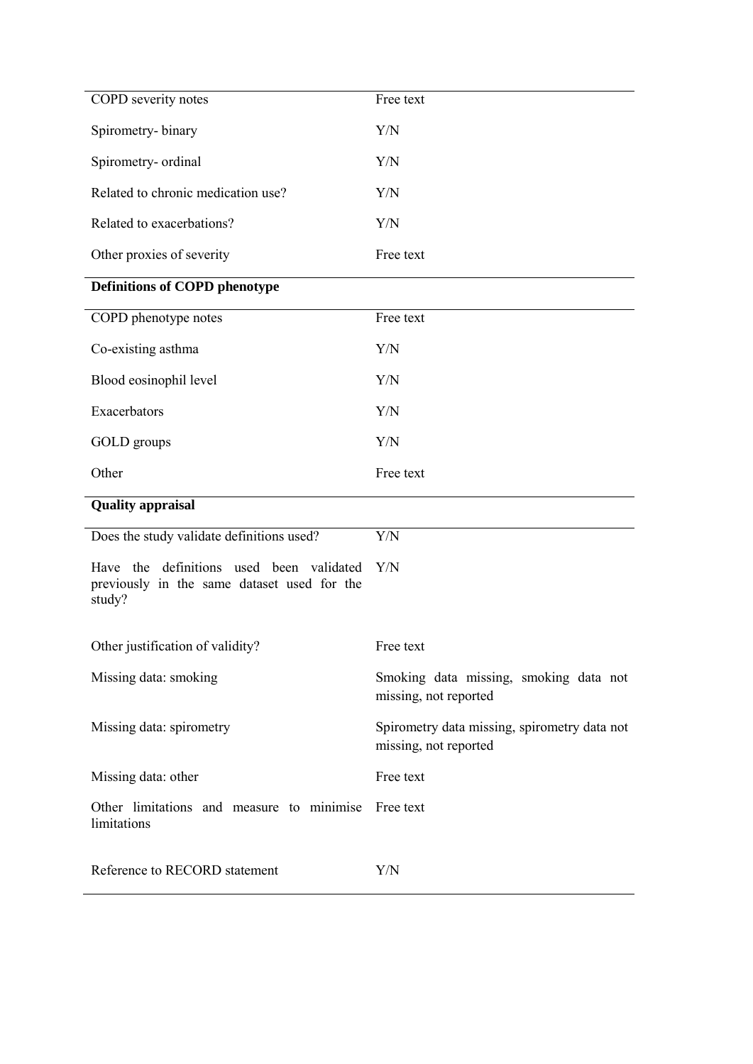| | |
|---|---|
| COPD severity notes | Free text |
| Spirometry- binary | Y/N |
| Spirometry- ordinal | Y/N |
| Related to chronic medication use? | Y/N |
| Related to exacerbations? | Y/N |
| Other proxies of severity | Free text |
| **Definitions of COPD phenotype** | |
| COPD phenotype notes | Free text |
| Co-existing asthma | Y/N |
| Blood eosinophil level | Y/N |
| Exacerbators | Y/N |
| GOLD groups | Y/N |
| Other | Free text |
| **Quality appraisal** | |
| Does the study validate definitions used? | Y/N |
| Have the definitions used been validated previously in the same dataset used for the study? | Y/N |
| Other justification of validity? | Free text |
| Missing data: smoking | Smoking data missing, smoking data not missing, not reported |
| Missing data: spirometry | Spirometry data missing, spirometry data not missing, not reported |
| Missing data: other | Free text |
| Other limitations and measure to minimise limitations | Free text |
| Reference to RECORD statement | Y/N |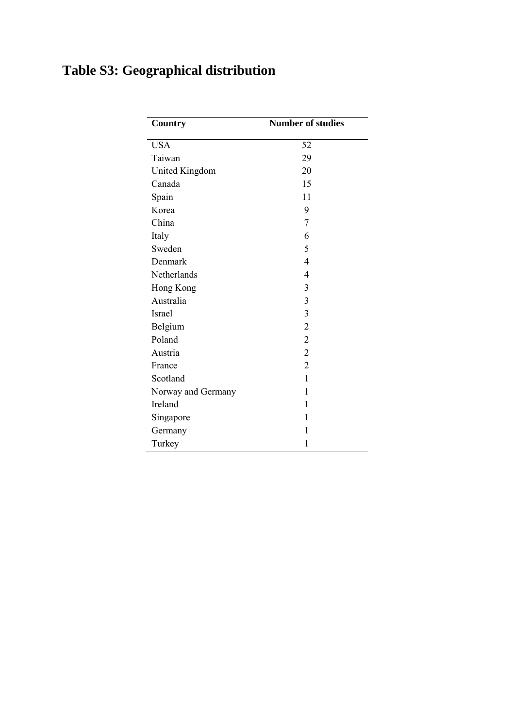# Table S3: Geographical distribution

| Country | Number of studies |
|---|---|
| USA | 52 |
| Taiwan | 29 |
| United Kingdom | 20 |
| Canada | 15 |
| Spain | 11 |
| Korea | 9 |
| China | 7 |
| Italy | 6 |
| Sweden | 5 |
| Denmark | 4 |
| Netherlands | 4 |
| Hong Kong | 3 |
| Australia | 3 |
| Israel | 3 |
| Belgium | 2 |
| Poland | 2 |
| Austria | 2 |
| France | 2 |
| Scotland | 1 |
| Norway and Germany | 1 |
| Ireland | 1 |
| Singapore | 1 |
| Germany | 1 |
| Turkey | 1 |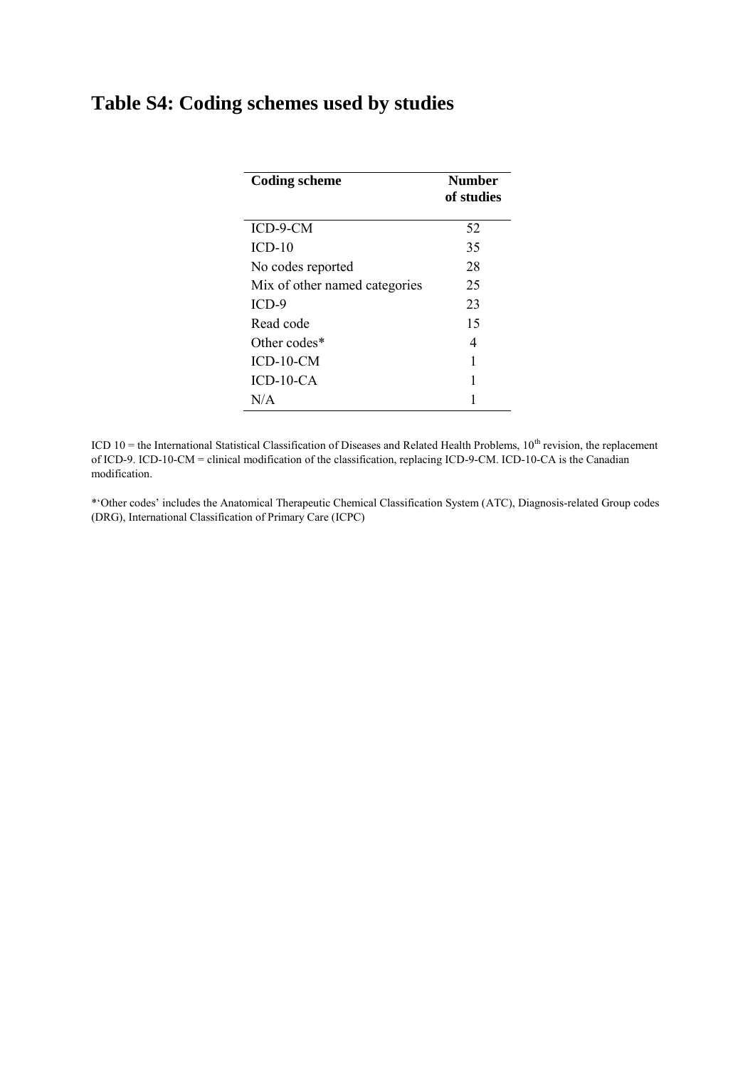# Table S4: Coding schemes used by studies

| Coding scheme | Number of studies |
|---|---|
| ICD-9-CM | 52 |
| ICD-10 | 35 |
| No codes reported | 28 |
| Mix of other named categories | 25 |
| ICD-9 | 23 |
| Read code | 15 |
| Other codes* | 4 |
| ICD-10-CM | 1 |
| ICD-10-CA | 1 |
| N/A | 1 |

ICD 10 = the International Statistical Classification of Diseases and Related Health Problems, 10th revision, the replacement of ICD-9. ICD-10-CM = clinical modification of the classification, replacing ICD-9-CM. ICD-10-CA is the Canadian modification.

*'Other codes' includes the Anatomical Therapeutic Chemical Classification System (ATC), Diagnosis-related Group codes (DRG), International Classification of Primary Care (ICPC)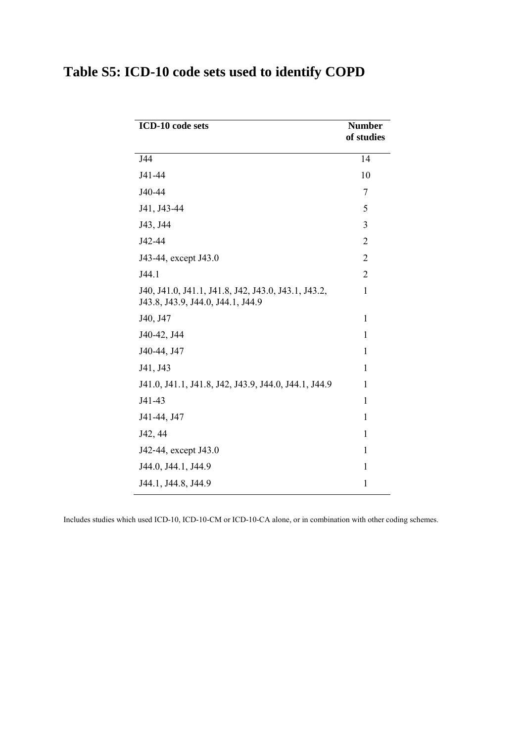# Table S5: ICD-10 code sets used to identify COPD

| ICD-10 code sets | Number of studies |
|---|---|
| J44 | 14 |
| J41-44 | 10 |
| J40-44 | 7 |
| J41, J43-44 | 5 |
| J43, J44 | 3 |
| J42-44 | 2 |
| J43-44, except J43.0 | 2 |
| J44.1 | 2 |
| J40, J41.0, J41.1, J41.8, J42, J43.0, J43.1, J43.2, J43.8, J43.9, J44.0, J44.1, J44.9 | 1 |
| J40, J47 | 1 |
| J40-42, J44 | 1 |
| J40-44, J47 | 1 |
| J41, J43 | 1 |
| J41.0, J41.1, J41.8, J42, J43.9, J44.0, J44.1, J44.9 | 1 |
| J41-43 | 1 |
| J41-44, J47 | 1 |
| J42, 44 | 1 |
| J42-44, except J43.0 | 1 |
| J44.0, J44.1, J44.9 | 1 |
| J44.1, J44.8, J44.9 | 1 |

Includes studies which used ICD-10, ICD-10-CM or ICD-10-CA alone, or in combination with other coding schemes.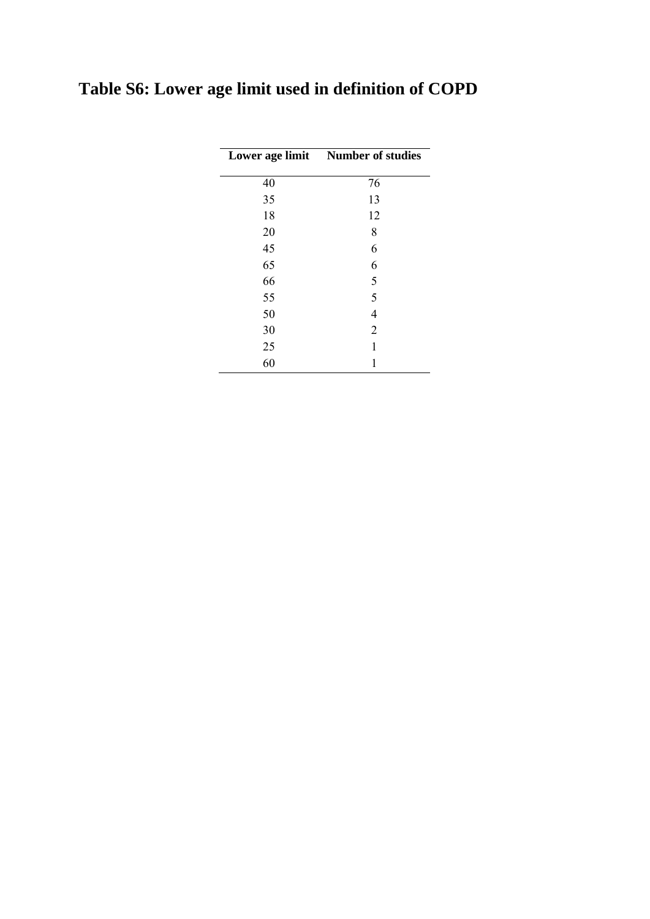# Table S6: Lower age limit used in definition of COPD

| Lower age limit | Number of studies |
|---|---|
| 40 | 76 |
| 35 | 13 |
| 18 | 12 |
| 20 | 8 |
| 45 | 6 |
| 65 | 6 |
| 66 | 5 |
| 55 | 5 |
| 50 | 4 |
| 30 | 2 |
| 25 | 1 |
| 60 | 1 |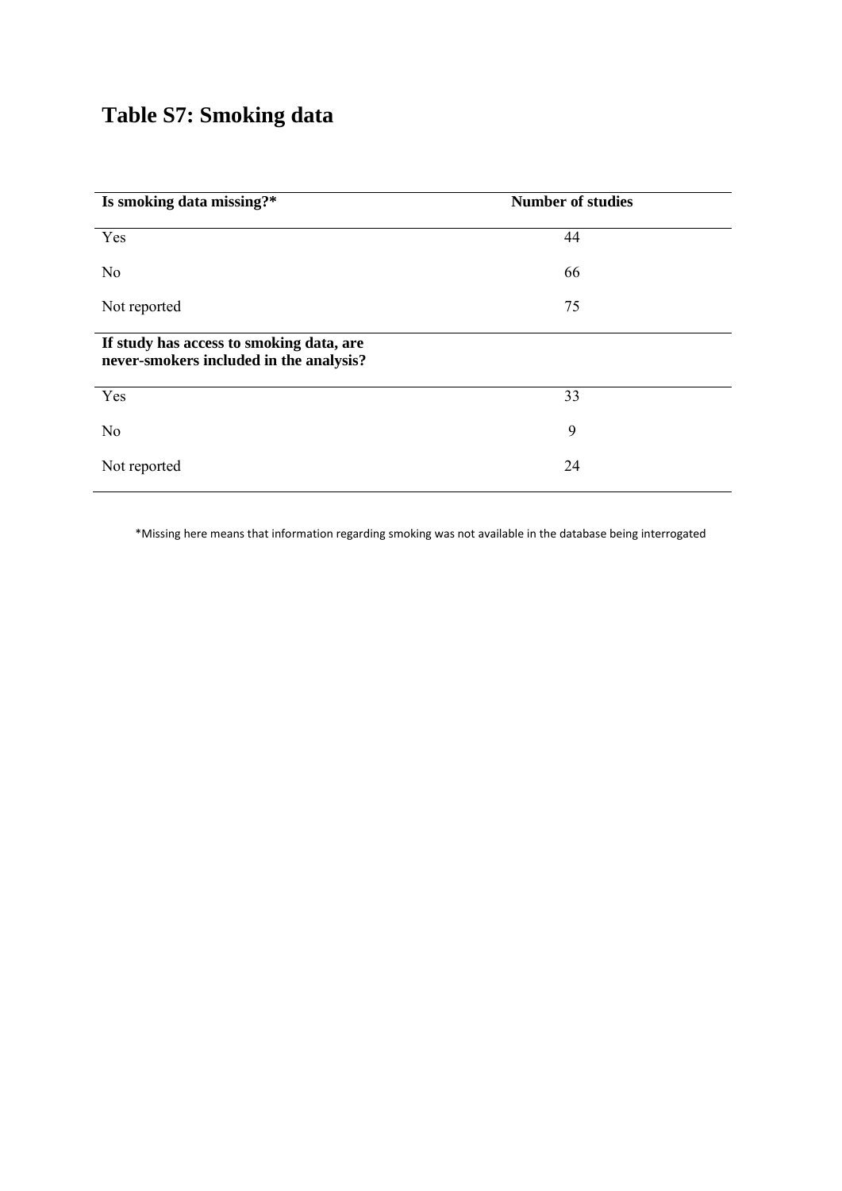# Table S7: Smoking data

| Is smoking data missing?* | Number of studies |
|---|---|
| Yes | 44 |
| No | 66 |
| Not reported | 75 |
| **If study has access to smoking data, are never-smokers included in the analysis?** | |
| Yes | 33 |
| No | 9 |
| Not reported | 24 |

*Missing here means that information regarding smoking was not available in the database being interrogated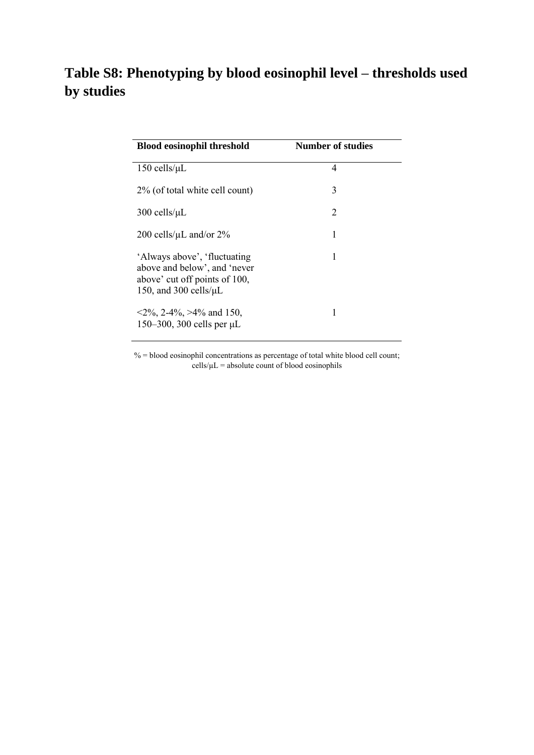# Table S8: Phenotyping by blood eosinophil level – thresholds used by studies

| Blood eosinophil threshold | Number of studies |
| --- | --- |
| 150 cells/μL | 4 |
| 2% (of total white cell count) | 3 |
| 300 cells/μL | 2 |
| 200 cells/μL and/or 2% | 1 |
| 'Always above', 'fluctuating above and below', and 'never above' cut off points of 100, 150, and 300 cells/μL | 1 |
| <2%, 2-4%, >4% and 150, 150–300, 300 cells per μL | 1 |

% = blood eosinophil concentrations as percentage of total white blood cell count; cells/μL = absolute count of blood eosinophils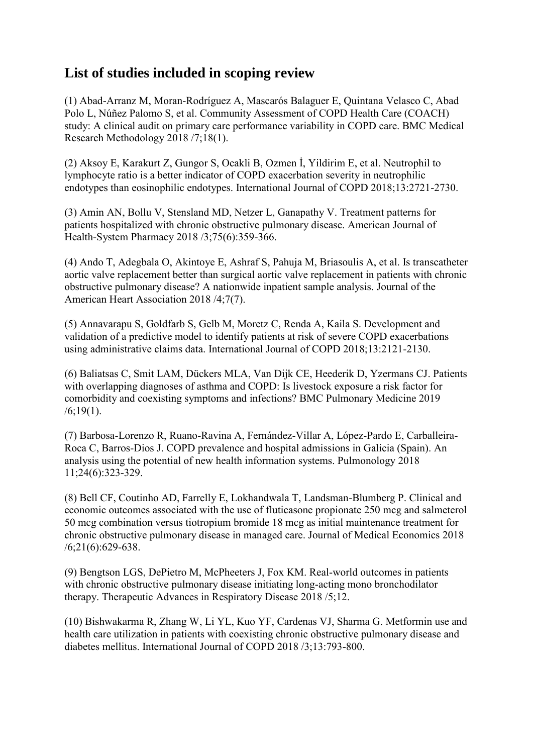## List of studies included in scoping review

(1) Abad-Arranz M, Moran-Rodríguez A, Mascarós Balaguer E, Quintana Velasco C, Abad Polo L, Núñez Palomo S, et al. Community Assessment of COPD Health Care (COACH) study: A clinical audit on primary care performance variability in COPD care. BMC Medical Research Methodology 2018 /7;18(1).

(2) Aksoy E, Karakurt Z, Gungor S, Ocakli B, Ozmen İ, Yildirim E, et al. Neutrophil to lymphocyte ratio is a better indicator of COPD exacerbation severity in neutrophilic endotypes than eosinophilic endotypes. International Journal of COPD 2018;13:2721-2730.

(3) Amin AN, Bollu V, Stensland MD, Netzer L, Ganapathy V. Treatment patterns for patients hospitalized with chronic obstructive pulmonary disease. American Journal of Health-System Pharmacy 2018 /3;75(6):359-366.

(4) Ando T, Adegbala O, Akintoye E, Ashraf S, Pahuja M, Briasoulis A, et al. Is transcatheter aortic valve replacement better than surgical aortic valve replacement in patients with chronic obstructive pulmonary disease? A nationwide inpatient sample analysis. Journal of the American Heart Association 2018 /4;7(7).

(5) Annavarapu S, Goldfarb S, Gelb M, Moretz C, Renda A, Kaila S. Development and validation of a predictive model to identify patients at risk of severe COPD exacerbations using administrative claims data. International Journal of COPD 2018;13:2121-2130.

(6) Baliatsas C, Smit LAM, Dückers MLA, Van Dijk CE, Heederik D, Yzermans CJ. Patients with overlapping diagnoses of asthma and COPD: Is livestock exposure a risk factor for comorbidity and coexisting symptoms and infections? BMC Pulmonary Medicine 2019 /6;19(1).

(7) Barbosa-Lorenzo R, Ruano-Ravina A, Fernández-Villar A, López-Pardo E, Carballeira-Roca C, Barros-Dios J. COPD prevalence and hospital admissions in Galicia (Spain). An analysis using the potential of new health information systems. Pulmonology 2018 11;24(6):323-329.

(8) Bell CF, Coutinho AD, Farrelly E, Lokhandwala T, Landsman-Blumberg P. Clinical and economic outcomes associated with the use of fluticasone propionate 250 mcg and salmeterol 50 mcg combination versus tiotropium bromide 18 mcg as initial maintenance treatment for chronic obstructive pulmonary disease in managed care. Journal of Medical Economics 2018 /6;21(6):629-638.

(9) Bengtson LGS, DePietro M, McPheeters J, Fox KM. Real-world outcomes in patients with chronic obstructive pulmonary disease initiating long-acting mono bronchodilator therapy. Therapeutic Advances in Respiratory Disease 2018 /5;12.

(10) Bishwakarma R, Zhang W, Li YL, Kuo YF, Cardenas VJ, Sharma G. Metformin use and health care utilization in patients with coexisting chronic obstructive pulmonary disease and diabetes mellitus. International Journal of COPD 2018 /3;13:793-800.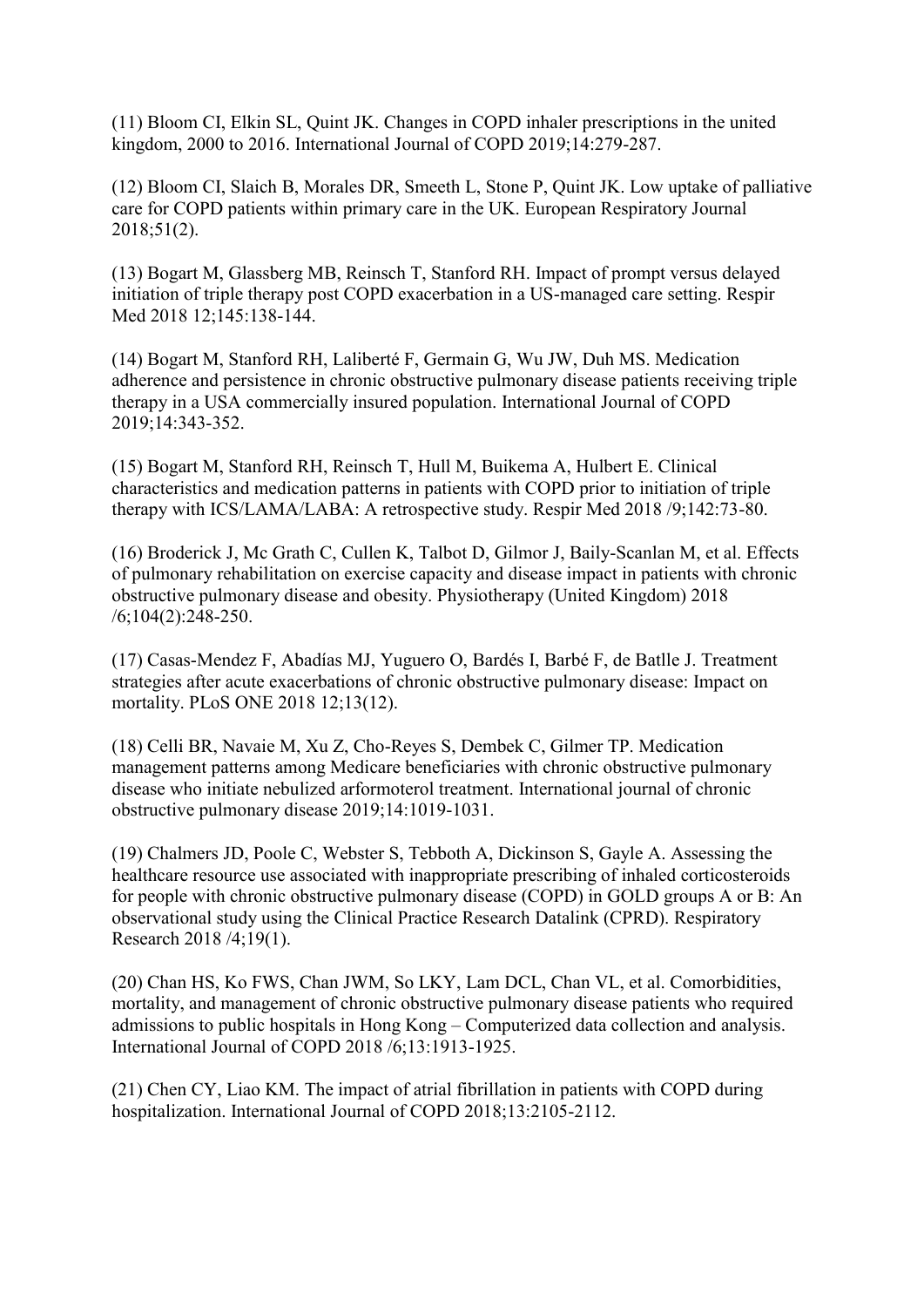(11) Bloom CI, Elkin SL, Quint JK. Changes in COPD inhaler prescriptions in the united kingdom, 2000 to 2016. International Journal of COPD 2019;14:279-287.

(12) Bloom CI, Slaich B, Morales DR, Smeeth L, Stone P, Quint JK. Low uptake of palliative care for COPD patients within primary care in the UK. European Respiratory Journal 2018;51(2).

(13) Bogart M, Glassberg MB, Reinsch T, Stanford RH. Impact of prompt versus delayed initiation of triple therapy post COPD exacerbation in a US-managed care setting. Respir Med 2018 12;145:138-144.

(14) Bogart M, Stanford RH, Laliberté F, Germain G, Wu JW, Duh MS. Medication adherence and persistence in chronic obstructive pulmonary disease patients receiving triple therapy in a USA commercially insured population. International Journal of COPD 2019;14:343-352.

(15) Bogart M, Stanford RH, Reinsch T, Hull M, Buikema A, Hulbert E. Clinical characteristics and medication patterns in patients with COPD prior to initiation of triple therapy with ICS/LAMA/LABA: A retrospective study. Respir Med 2018 /9;142:73-80.

(16) Broderick J, Mc Grath C, Cullen K, Talbot D, Gilmor J, Baily-Scanlan M, et al. Effects of pulmonary rehabilitation on exercise capacity and disease impact in patients with chronic obstructive pulmonary disease and obesity. Physiotherapy (United Kingdom) 2018 /6;104(2):248-250.

(17) Casas-Mendez F, Abadías MJ, Yuguero O, Bardés I, Barbé F, de Batlle J. Treatment strategies after acute exacerbations of chronic obstructive pulmonary disease: Impact on mortality. PLoS ONE 2018 12;13(12).

(18) Celli BR, Navaie M, Xu Z, Cho-Reyes S, Dembek C, Gilmer TP. Medication management patterns among Medicare beneficiaries with chronic obstructive pulmonary disease who initiate nebulized arformoterol treatment. International journal of chronic obstructive pulmonary disease 2019;14:1019-1031.

(19) Chalmers JD, Poole C, Webster S, Tebboth A, Dickinson S, Gayle A. Assessing the healthcare resource use associated with inappropriate prescribing of inhaled corticosteroids for people with chronic obstructive pulmonary disease (COPD) in GOLD groups A or B: An observational study using the Clinical Practice Research Datalink (CPRD). Respiratory Research 2018 /4;19(1).

(20) Chan HS, Ko FWS, Chan JWM, So LKY, Lam DCL, Chan VL, et al. Comorbidities, mortality, and management of chronic obstructive pulmonary disease patients who required admissions to public hospitals in Hong Kong – Computerized data collection and analysis. International Journal of COPD 2018 /6;13:1913-1925.

(21) Chen CY, Liao KM. The impact of atrial fibrillation in patients with COPD during hospitalization. International Journal of COPD 2018;13:2105-2112.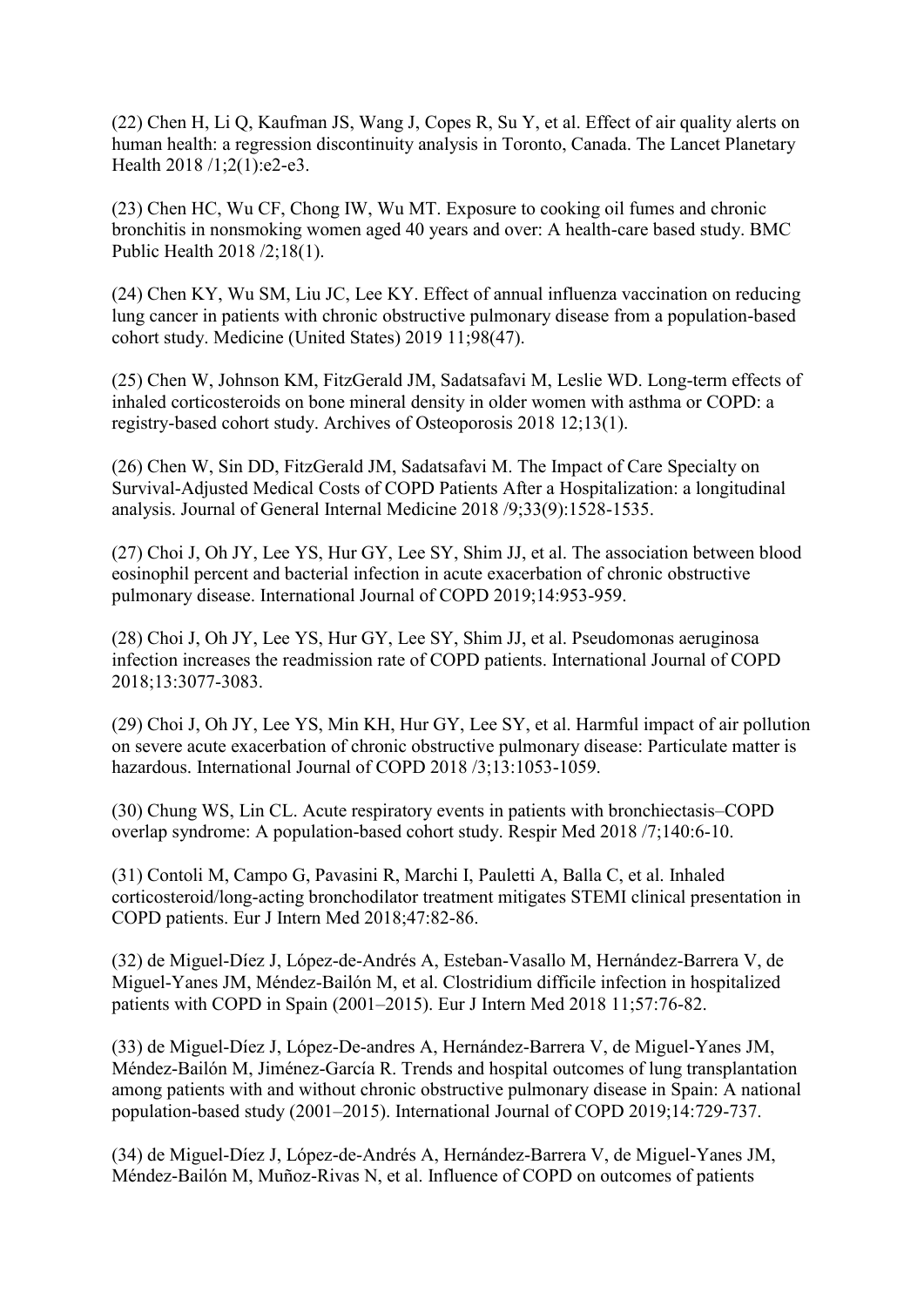(22) Chen H, Li Q, Kaufman JS, Wang J, Copes R, Su Y, et al. Effect of air quality alerts on human health: a regression discontinuity analysis in Toronto, Canada. The Lancet Planetary Health 2018 /1;2(1):e2-e3.

(23) Chen HC, Wu CF, Chong IW, Wu MT. Exposure to cooking oil fumes and chronic bronchitis in nonsmoking women aged 40 years and over: A health-care based study. BMC Public Health 2018 /2;18(1).

(24) Chen KY, Wu SM, Liu JC, Lee KY. Effect of annual influenza vaccination on reducing lung cancer in patients with chronic obstructive pulmonary disease from a population-based cohort study. Medicine (United States) 2019 11;98(47).

(25) Chen W, Johnson KM, FitzGerald JM, Sadatsafavi M, Leslie WD. Long-term effects of inhaled corticosteroids on bone mineral density in older women with asthma or COPD: a registry-based cohort study. Archives of Osteoporosis 2018 12;13(1).

(26) Chen W, Sin DD, FitzGerald JM, Sadatsafavi M. The Impact of Care Specialty on Survival-Adjusted Medical Costs of COPD Patients After a Hospitalization: a longitudinal analysis. Journal of General Internal Medicine 2018 /9;33(9):1528-1535.

(27) Choi J, Oh JY, Lee YS, Hur GY, Lee SY, Shim JJ, et al. The association between blood eosinophil percent and bacterial infection in acute exacerbation of chronic obstructive pulmonary disease. International Journal of COPD 2019;14:953-959.

(28) Choi J, Oh JY, Lee YS, Hur GY, Lee SY, Shim JJ, et al. Pseudomonas aeruginosa infection increases the readmission rate of COPD patients. International Journal of COPD 2018;13:3077-3083.

(29) Choi J, Oh JY, Lee YS, Min KH, Hur GY, Lee SY, et al. Harmful impact of air pollution on severe acute exacerbation of chronic obstructive pulmonary disease: Particulate matter is hazardous. International Journal of COPD 2018 /3;13:1053-1059.

(30) Chung WS, Lin CL. Acute respiratory events in patients with bronchiectasis–COPD overlap syndrome: A population-based cohort study. Respir Med 2018 /7;140:6-10.

(31) Contoli M, Campo G, Pavasini R, Marchi I, Pauletti A, Balla C, et al. Inhaled corticosteroid/long-acting bronchodilator treatment mitigates STEMI clinical presentation in COPD patients. Eur J Intern Med 2018;47:82-86.

(32) de Miguel-Díez J, López-de-Andrés A, Esteban-Vasallo M, Hernández-Barrera V, de Miguel-Yanes JM, Méndez-Bailón M, et al. Clostridium difficile infection in hospitalized patients with COPD in Spain (2001–2015). Eur J Intern Med 2018 11;57:76-82.

(33) de Miguel-Díez J, López-De-andres A, Hernández-Barrera V, de Miguel-Yanes JM, Méndez-Bailón M, Jiménez-García R. Trends and hospital outcomes of lung transplantation among patients with and without chronic obstructive pulmonary disease in Spain: A national population-based study (2001–2015). International Journal of COPD 2019;14:729-737.

(34) de Miguel-Díez J, López-de-Andrés A, Hernández-Barrera V, de Miguel-Yanes JM, Méndez-Bailón M, Muñoz-Rivas N, et al. Influence of COPD on outcomes of patients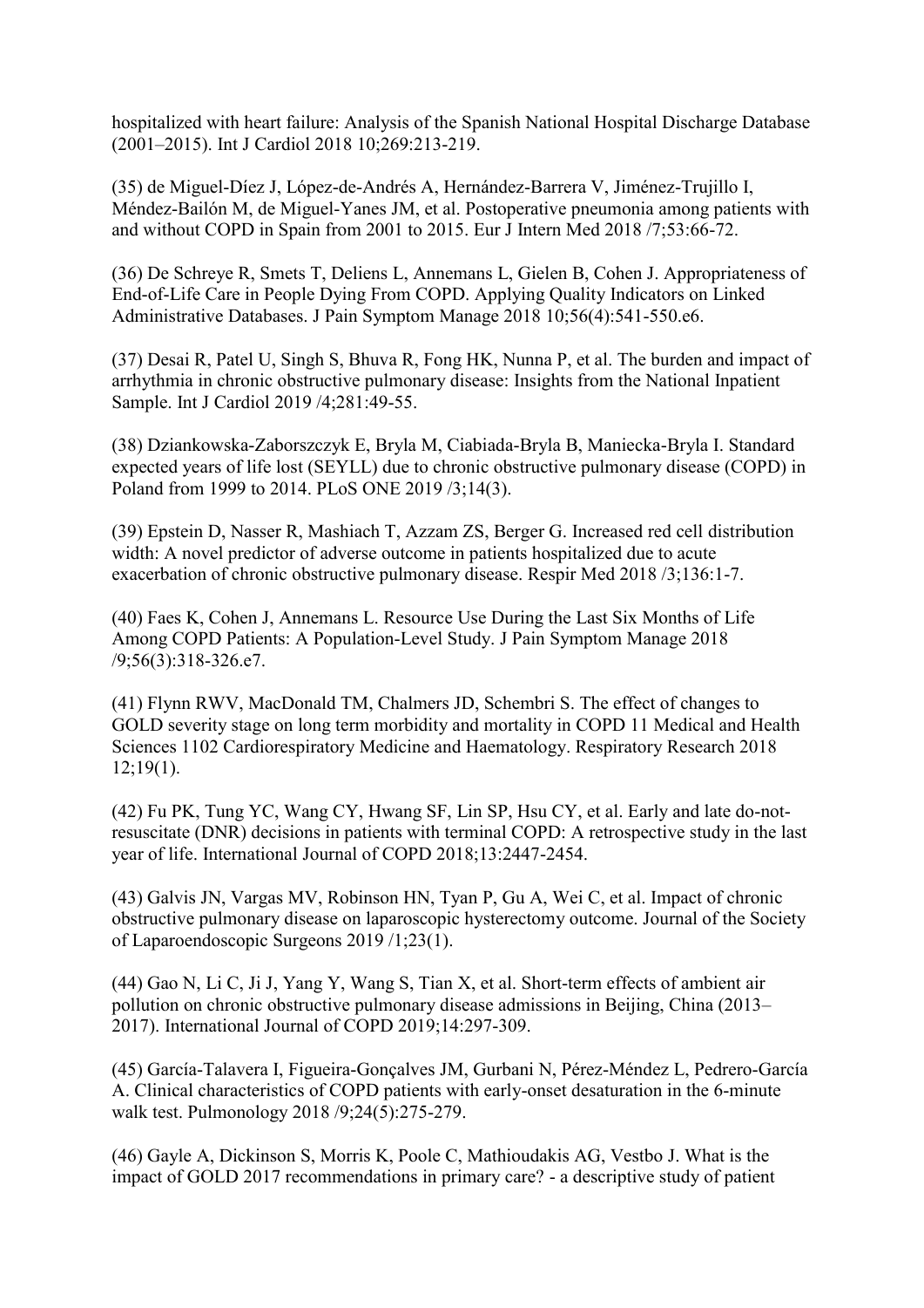hospitalized with heart failure: Analysis of the Spanish National Hospital Discharge Database (2001–2015). Int J Cardiol 2018 10;269:213-219.

(35) de Miguel-Díez J, López-de-Andrés A, Hernández-Barrera V, Jiménez-Trujillo I, Méndez-Bailón M, de Miguel-Yanes JM, et al. Postoperative pneumonia among patients with and without COPD in Spain from 2001 to 2015. Eur J Intern Med 2018 /7;53:66-72.

(36) De Schreye R, Smets T, Deliens L, Annemans L, Gielen B, Cohen J. Appropriateness of End-of-Life Care in People Dying From COPD. Applying Quality Indicators on Linked Administrative Databases. J Pain Symptom Manage 2018 10;56(4):541-550.e6.

(37) Desai R, Patel U, Singh S, Bhuva R, Fong HK, Nunna P, et al. The burden and impact of arrhythmia in chronic obstructive pulmonary disease: Insights from the National Inpatient Sample. Int J Cardiol 2019 /4;281:49-55.

(38) Dziankowska-Zaborszczyk E, Bryla M, Ciabiada-Bryla B, Maniecka-Bryla I. Standard expected years of life lost (SEYLL) due to chronic obstructive pulmonary disease (COPD) in Poland from 1999 to 2014. PLoS ONE 2019 /3;14(3).

(39) Epstein D, Nasser R, Mashiach T, Azzam ZS, Berger G. Increased red cell distribution width: A novel predictor of adverse outcome in patients hospitalized due to acute exacerbation of chronic obstructive pulmonary disease. Respir Med 2018 /3;136:1-7.

(40) Faes K, Cohen J, Annemans L. Resource Use During the Last Six Months of Life Among COPD Patients: A Population-Level Study. J Pain Symptom Manage 2018 /9;56(3):318-326.e7.

(41) Flynn RWV, MacDonald TM, Chalmers JD, Schembri S. The effect of changes to GOLD severity stage on long term morbidity and mortality in COPD 11 Medical and Health Sciences 1102 Cardiorespiratory Medicine and Haematology. Respiratory Research 2018 12;19(1).

(42) Fu PK, Tung YC, Wang CY, Hwang SF, Lin SP, Hsu CY, et al. Early and late do-not-resuscitate (DNR) decisions in patients with terminal COPD: A retrospective study in the last year of life. International Journal of COPD 2018;13:2447-2454.

(43) Galvis JN, Vargas MV, Robinson HN, Tyan P, Gu A, Wei C, et al. Impact of chronic obstructive pulmonary disease on laparoscopic hysterectomy outcome. Journal of the Society of Laparoendoscopic Surgeons 2019 /1;23(1).

(44) Gao N, Li C, Ji J, Yang Y, Wang S, Tian X, et al. Short-term effects of ambient air pollution on chronic obstructive pulmonary disease admissions in Beijing, China (2013–2017). International Journal of COPD 2019;14:297-309.

(45) García-Talavera I, Figueira-Gonçalves JM, Gurbani N, Pérez-Méndez L, Pedrero-García A. Clinical characteristics of COPD patients with early-onset desaturation in the 6-minute walk test. Pulmonology 2018 /9;24(5):275-279.

(46) Gayle A, Dickinson S, Morris K, Poole C, Mathioudakis AG, Vestbo J. What is the impact of GOLD 2017 recommendations in primary care? - a descriptive study of patient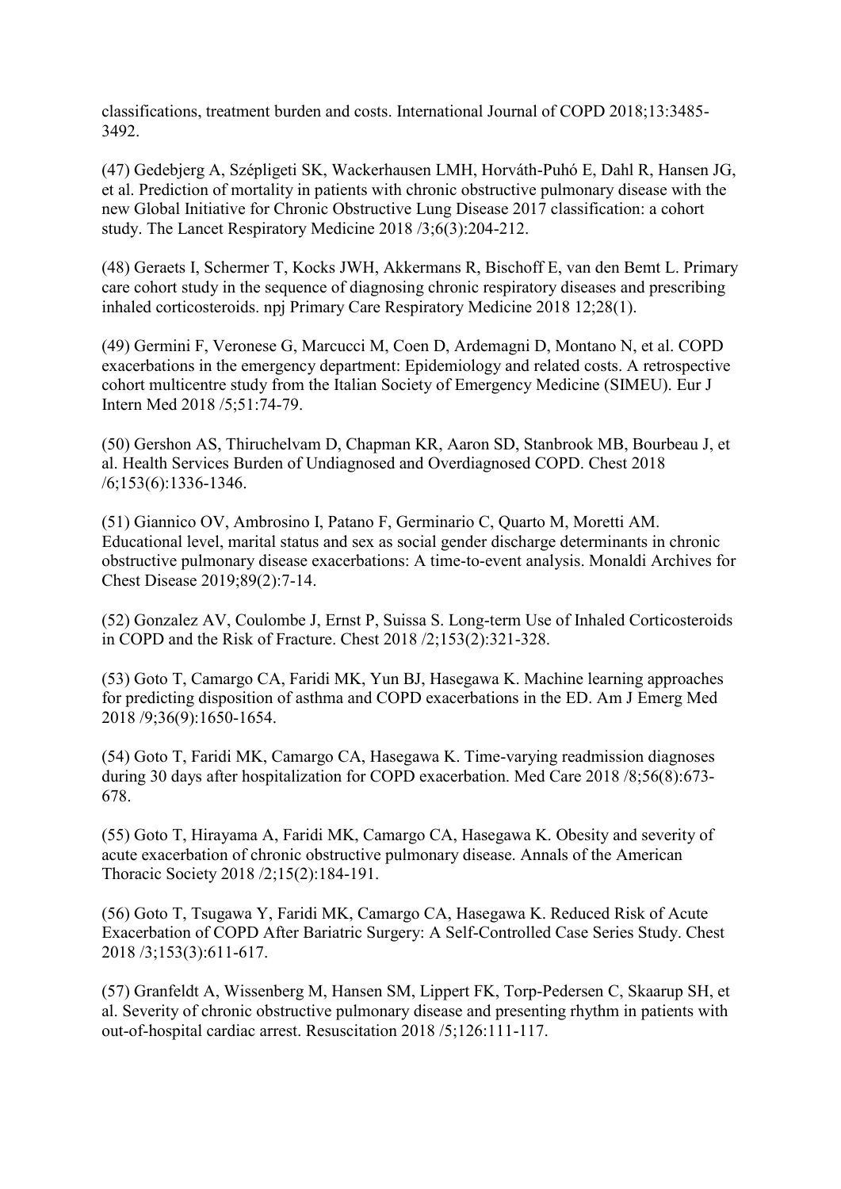classifications, treatment burden and costs. International Journal of COPD 2018;13:3485-3492.

(47) Gedebjerg A, Szépligeti SK, Wackerhausen LMH, Horváth-Puhó E, Dahl R, Hansen JG, et al. Prediction of mortality in patients with chronic obstructive pulmonary disease with the new Global Initiative for Chronic Obstructive Lung Disease 2017 classification: a cohort study. The Lancet Respiratory Medicine 2018 /3;6(3):204-212.

(48) Geraets I, Schermer T, Kocks JWH, Akkermans R, Bischoff E, van den Bemt L. Primary care cohort study in the sequence of diagnosing chronic respiratory diseases and prescribing inhaled corticosteroids. npj Primary Care Respiratory Medicine 2018 12;28(1).

(49) Germini F, Veronese G, Marcucci M, Coen D, Ardemagni D, Montano N, et al. COPD exacerbations in the emergency department: Epidemiology and related costs. A retrospective cohort multicentre study from the Italian Society of Emergency Medicine (SIMEU). Eur J Intern Med 2018 /5;51:74-79.

(50) Gershon AS, Thiruchelvam D, Chapman KR, Aaron SD, Stanbrook MB, Bourbeau J, et al. Health Services Burden of Undiagnosed and Overdiagnosed COPD. Chest 2018 /6;153(6):1336-1346.

(51) Giannico OV, Ambrosino I, Patano F, Germinario C, Quarto M, Moretti AM. Educational level, marital status and sex as social gender discharge determinants in chronic obstructive pulmonary disease exacerbations: A time-to-event analysis. Monaldi Archives for Chest Disease 2019;89(2):7-14.

(52) Gonzalez AV, Coulombe J, Ernst P, Suissa S. Long-term Use of Inhaled Corticosteroids in COPD and the Risk of Fracture. Chest 2018 /2;153(2):321-328.

(53) Goto T, Camargo CA, Faridi MK, Yun BJ, Hasegawa K. Machine learning approaches for predicting disposition of asthma and COPD exacerbations in the ED. Am J Emerg Med 2018 /9;36(9):1650-1654.

(54) Goto T, Faridi MK, Camargo CA, Hasegawa K. Time-varying readmission diagnoses during 30 days after hospitalization for COPD exacerbation. Med Care 2018 /8;56(8):673-678.

(55) Goto T, Hirayama A, Faridi MK, Camargo CA, Hasegawa K. Obesity and severity of acute exacerbation of chronic obstructive pulmonary disease. Annals of the American Thoracic Society 2018 /2;15(2):184-191.

(56) Goto T, Tsugawa Y, Faridi MK, Camargo CA, Hasegawa K. Reduced Risk of Acute Exacerbation of COPD After Bariatric Surgery: A Self-Controlled Case Series Study. Chest 2018 /3;153(3):611-617.

(57) Granfeldt A, Wissenberg M, Hansen SM, Lippert FK, Torp-Pedersen C, Skaarup SH, et al. Severity of chronic obstructive pulmonary disease and presenting rhythm in patients with out-of-hospital cardiac arrest. Resuscitation 2018 /5;126:111-117.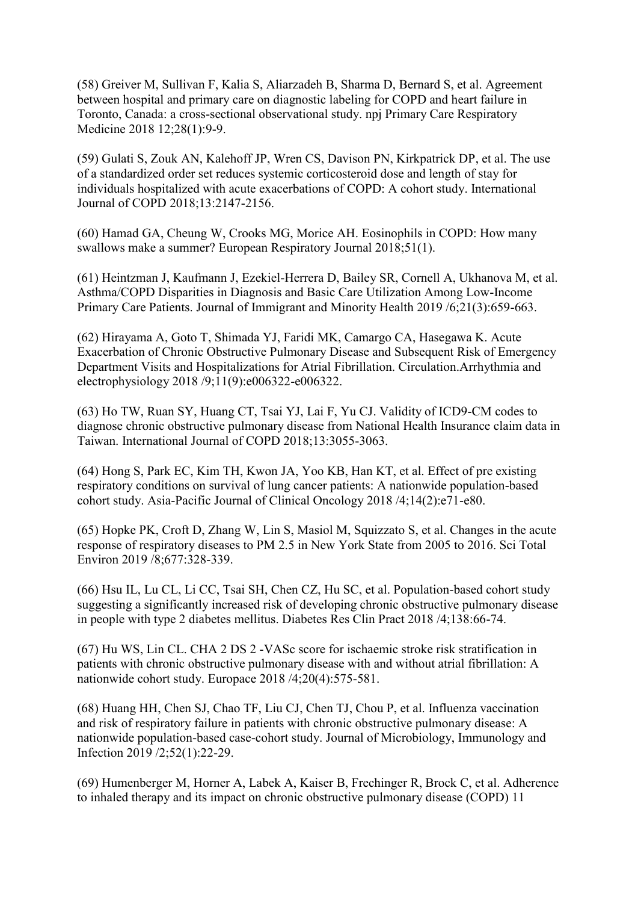(58) Greiver M, Sullivan F, Kalia S, Aliarzadeh B, Sharma D, Bernard S, et al. Agreement between hospital and primary care on diagnostic labeling for COPD and heart failure in Toronto, Canada: a cross-sectional observational study. npj Primary Care Respiratory Medicine 2018 12;28(1):9-9.

(59) Gulati S, Zouk AN, Kalehoff JP, Wren CS, Davison PN, Kirkpatrick DP, et al. The use of a standardized order set reduces systemic corticosteroid dose and length of stay for individuals hospitalized with acute exacerbations of COPD: A cohort study. International Journal of COPD 2018;13:2147-2156.

(60) Hamad GA, Cheung W, Crooks MG, Morice AH. Eosinophils in COPD: How many swallows make a summer? European Respiratory Journal 2018;51(1).

(61) Heintzman J, Kaufmann J, Ezekiel-Herrera D, Bailey SR, Cornell A, Ukhanova M, et al. Asthma/COPD Disparities in Diagnosis and Basic Care Utilization Among Low-Income Primary Care Patients. Journal of Immigrant and Minority Health 2019 /6;21(3):659-663.

(62) Hirayama A, Goto T, Shimada YJ, Faridi MK, Camargo CA, Hasegawa K. Acute Exacerbation of Chronic Obstructive Pulmonary Disease and Subsequent Risk of Emergency Department Visits and Hospitalizations for Atrial Fibrillation. Circulation.Arrhythmia and electrophysiology 2018 /9;11(9):e006322-e006322.

(63) Ho TW, Ruan SY, Huang CT, Tsai YJ, Lai F, Yu CJ. Validity of ICD9-CM codes to diagnose chronic obstructive pulmonary disease from National Health Insurance claim data in Taiwan. International Journal of COPD 2018;13:3055-3063.

(64) Hong S, Park EC, Kim TH, Kwon JA, Yoo KB, Han KT, et al. Effect of pre existing respiratory conditions on survival of lung cancer patients: A nationwide population-based cohort study. Asia-Pacific Journal of Clinical Oncology 2018 /4;14(2):e71-e80.

(65) Hopke PK, Croft D, Zhang W, Lin S, Masiol M, Squizzato S, et al. Changes in the acute response of respiratory diseases to PM 2.5 in New York State from 2005 to 2016. Sci Total Environ 2019 /8;677:328-339.

(66) Hsu IL, Lu CL, Li CC, Tsai SH, Chen CZ, Hu SC, et al. Population-based cohort study suggesting a significantly increased risk of developing chronic obstructive pulmonary disease in people with type 2 diabetes mellitus. Diabetes Res Clin Pract 2018 /4;138:66-74.

(67) Hu WS, Lin CL. CHA 2 DS 2 -VASc score for ischaemic stroke risk stratification in patients with chronic obstructive pulmonary disease with and without atrial fibrillation: A nationwide cohort study. Europace 2018 /4;20(4):575-581.

(68) Huang HH, Chen SJ, Chao TF, Liu CJ, Chen TJ, Chou P, et al. Influenza vaccination and risk of respiratory failure in patients with chronic obstructive pulmonary disease: A nationwide population-based case-cohort study. Journal of Microbiology, Immunology and Infection 2019 /2;52(1):22-29.

(69) Humenberger M, Horner A, Labek A, Kaiser B, Frechinger R, Brock C, et al. Adherence to inhaled therapy and its impact on chronic obstructive pulmonary disease (COPD) 11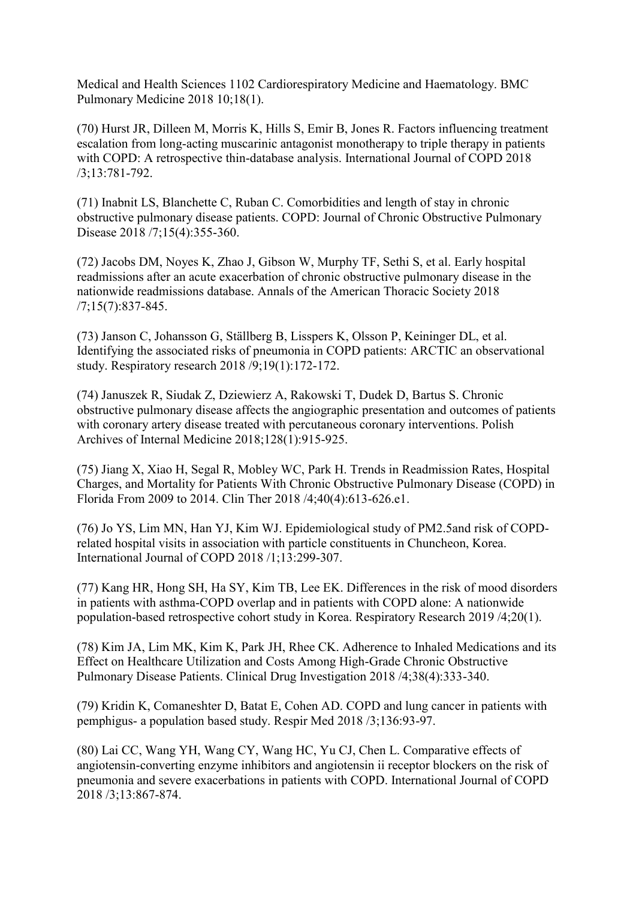Medical and Health Sciences 1102 Cardiorespiratory Medicine and Haematology. BMC Pulmonary Medicine 2018 10;18(1).

(70) Hurst JR, Dilleen M, Morris K, Hills S, Emir B, Jones R. Factors influencing treatment escalation from long-acting muscarinic antagonist monotherapy to triple therapy in patients with COPD: A retrospective thin-database analysis. International Journal of COPD 2018 /3;13:781-792.

(71) Inabnit LS, Blanchette C, Ruban C. Comorbidities and length of stay in chronic obstructive pulmonary disease patients. COPD: Journal of Chronic Obstructive Pulmonary Disease 2018 /7;15(4):355-360.

(72) Jacobs DM, Noyes K, Zhao J, Gibson W, Murphy TF, Sethi S, et al. Early hospital readmissions after an acute exacerbation of chronic obstructive pulmonary disease in the nationwide readmissions database. Annals of the American Thoracic Society 2018 /7;15(7):837-845.

(73) Janson C, Johansson G, Ställberg B, Lisspers K, Olsson P, Keininger DL, et al. Identifying the associated risks of pneumonia in COPD patients: ARCTIC an observational study. Respiratory research 2018 /9;19(1):172-172.

(74) Januszek R, Siudak Z, Dziewierz A, Rakowski T, Dudek D, Bartus S. Chronic obstructive pulmonary disease affects the angiographic presentation and outcomes of patients with coronary artery disease treated with percutaneous coronary interventions. Polish Archives of Internal Medicine 2018;128(1):915-925.

(75) Jiang X, Xiao H, Segal R, Mobley WC, Park H. Trends in Readmission Rates, Hospital Charges, and Mortality for Patients With Chronic Obstructive Pulmonary Disease (COPD) in Florida From 2009 to 2014. Clin Ther 2018 /4;40(4):613-626.e1.

(76) Jo YS, Lim MN, Han YJ, Kim WJ. Epidemiological study of PM2.5and risk of COPD-related hospital visits in association with particle constituents in Chuncheon, Korea. International Journal of COPD 2018 /1;13:299-307.

(77) Kang HR, Hong SH, Ha SY, Kim TB, Lee EK. Differences in the risk of mood disorders in patients with asthma-COPD overlap and in patients with COPD alone: A nationwide population-based retrospective cohort study in Korea. Respiratory Research 2019 /4;20(1).

(78) Kim JA, Lim MK, Kim K, Park JH, Rhee CK. Adherence to Inhaled Medications and its Effect on Healthcare Utilization and Costs Among High-Grade Chronic Obstructive Pulmonary Disease Patients. Clinical Drug Investigation 2018 /4;38(4):333-340.

(79) Kridin K, Comaneshter D, Batat E, Cohen AD. COPD and lung cancer in patients with pemphigus- a population based study. Respir Med 2018 /3;136:93-97.

(80) Lai CC, Wang YH, Wang CY, Wang HC, Yu CJ, Chen L. Comparative effects of angiotensin-converting enzyme inhibitors and angiotensin ii receptor blockers on the risk of pneumonia and severe exacerbations in patients with COPD. International Journal of COPD 2018 /3;13:867-874.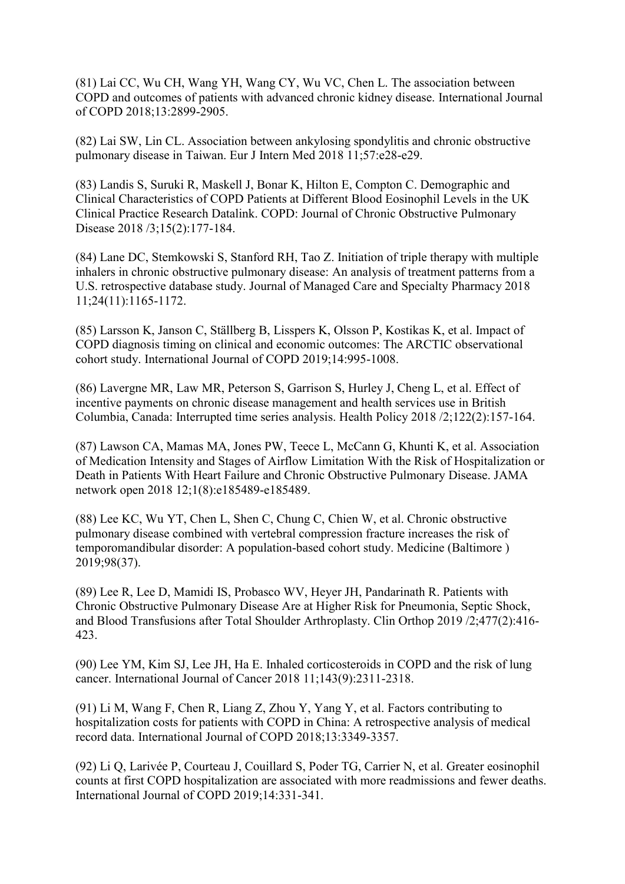(81) Lai CC, Wu CH, Wang YH, Wang CY, Wu VC, Chen L. The association between COPD and outcomes of patients with advanced chronic kidney disease. International Journal of COPD 2018;13:2899-2905.

(82) Lai SW, Lin CL. Association between ankylosing spondylitis and chronic obstructive pulmonary disease in Taiwan. Eur J Intern Med 2018 11;57:e28-e29.

(83) Landis S, Suruki R, Maskell J, Bonar K, Hilton E, Compton C. Demographic and Clinical Characteristics of COPD Patients at Different Blood Eosinophil Levels in the UK Clinical Practice Research Datalink. COPD: Journal of Chronic Obstructive Pulmonary Disease 2018 /3;15(2):177-184.

(84) Lane DC, Stemkowski S, Stanford RH, Tao Z. Initiation of triple therapy with multiple inhalers in chronic obstructive pulmonary disease: An analysis of treatment patterns from a U.S. retrospective database study. Journal of Managed Care and Specialty Pharmacy 2018 11;24(11):1165-1172.

(85) Larsson K, Janson C, Ställberg B, Lisspers K, Olsson P, Kostikas K, et al. Impact of COPD diagnosis timing on clinical and economic outcomes: The ARCTIC observational cohort study. International Journal of COPD 2019;14:995-1008.

(86) Lavergne MR, Law MR, Peterson S, Garrison S, Hurley J, Cheng L, et al. Effect of incentive payments on chronic disease management and health services use in British Columbia, Canada: Interrupted time series analysis. Health Policy 2018 /2;122(2):157-164.

(87) Lawson CA, Mamas MA, Jones PW, Teece L, McCann G, Khunti K, et al. Association of Medication Intensity and Stages of Airflow Limitation With the Risk of Hospitalization or Death in Patients With Heart Failure and Chronic Obstructive Pulmonary Disease. JAMA network open 2018 12;1(8):e185489-e185489.

(88) Lee KC, Wu YT, Chen L, Shen C, Chung C, Chien W, et al. Chronic obstructive pulmonary disease combined with vertebral compression fracture increases the risk of temporomandibular disorder: A population-based cohort study. Medicine (Baltimore ) 2019;98(37).

(89) Lee R, Lee D, Mamidi IS, Probasco WV, Heyer JH, Pandarinath R. Patients with Chronic Obstructive Pulmonary Disease Are at Higher Risk for Pneumonia, Septic Shock, and Blood Transfusions after Total Shoulder Arthroplasty. Clin Orthop 2019 /2;477(2):416-423.

(90) Lee YM, Kim SJ, Lee JH, Ha E. Inhaled corticosteroids in COPD and the risk of lung cancer. International Journal of Cancer 2018 11;143(9):2311-2318.

(91) Li M, Wang F, Chen R, Liang Z, Zhou Y, Yang Y, et al. Factors contributing to hospitalization costs for patients with COPD in China: A retrospective analysis of medical record data. International Journal of COPD 2018;13:3349-3357.

(92) Li Q, Larivée P, Courteau J, Couillard S, Poder TG, Carrier N, et al. Greater eosinophil counts at first COPD hospitalization are associated with more readmissions and fewer deaths. International Journal of COPD 2019;14:331-341.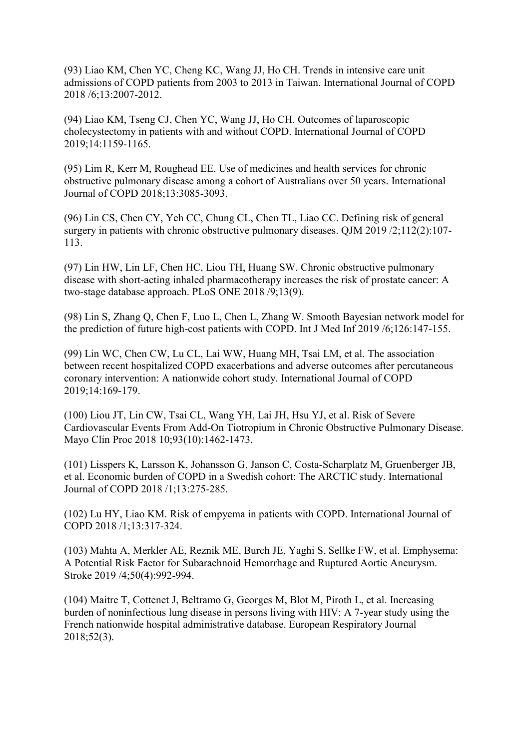(93) Liao KM, Chen YC, Cheng KC, Wang JJ, Ho CH. Trends in intensive care unit admissions of COPD patients from 2003 to 2013 in Taiwan. International Journal of COPD 2018 /6;13:2007-2012.

(94) Liao KM, Tseng CJ, Chen YC, Wang JJ, Ho CH. Outcomes of laparoscopic cholecystectomy in patients with and without COPD. International Journal of COPD 2019;14:1159-1165.

(95) Lim R, Kerr M, Roughead EE. Use of medicines and health services for chronic obstructive pulmonary disease among a cohort of Australians over 50 years. International Journal of COPD 2018;13:3085-3093.

(96) Lin CS, Chen CY, Yeh CC, Chung CL, Chen TL, Liao CC. Defining risk of general surgery in patients with chronic obstructive pulmonary diseases. QJM 2019 /2;112(2):107-113.

(97) Lin HW, Lin LF, Chen HC, Liou TH, Huang SW. Chronic obstructive pulmonary disease with short-acting inhaled pharmacotherapy increases the risk of prostate cancer: A two-stage database approach. PLoS ONE 2018 /9;13(9).

(98) Lin S, Zhang Q, Chen F, Luo L, Chen L, Zhang W. Smooth Bayesian network model for the prediction of future high-cost patients with COPD. Int J Med Inf 2019 /6;126:147-155.

(99) Lin WC, Chen CW, Lu CL, Lai WW, Huang MH, Tsai LM, et al. The association between recent hospitalized COPD exacerbations and adverse outcomes after percutaneous coronary intervention: A nationwide cohort study. International Journal of COPD 2019;14:169-179.

(100) Liou JT, Lin CW, Tsai CL, Wang YH, Lai JH, Hsu YJ, et al. Risk of Severe Cardiovascular Events From Add-On Tiotropium in Chronic Obstructive Pulmonary Disease. Mayo Clin Proc 2018 10;93(10):1462-1473.

(101) Lisspers K, Larsson K, Johansson G, Janson C, Costa-Scharplatz M, Gruenberger JB, et al. Economic burden of COPD in a Swedish cohort: The ARCTIC study. International Journal of COPD 2018 /1;13:275-285.

(102) Lu HY, Liao KM. Risk of empyema in patients with COPD. International Journal of COPD 2018 /1;13:317-324.

(103) Mahta A, Merkler AE, Reznik ME, Burch JE, Yaghi S, Sellke FW, et al. Emphysema: A Potential Risk Factor for Subarachnoid Hemorrhage and Ruptured Aortic Aneurysm. Stroke 2019 /4;50(4):992-994.

(104) Maitre T, Cottenet J, Beltramo G, Georges M, Blot M, Piroth L, et al. Increasing burden of noninfectious lung disease in persons living with HIV: A 7-year study using the French nationwide hospital administrative database. European Respiratory Journal 2018;52(3).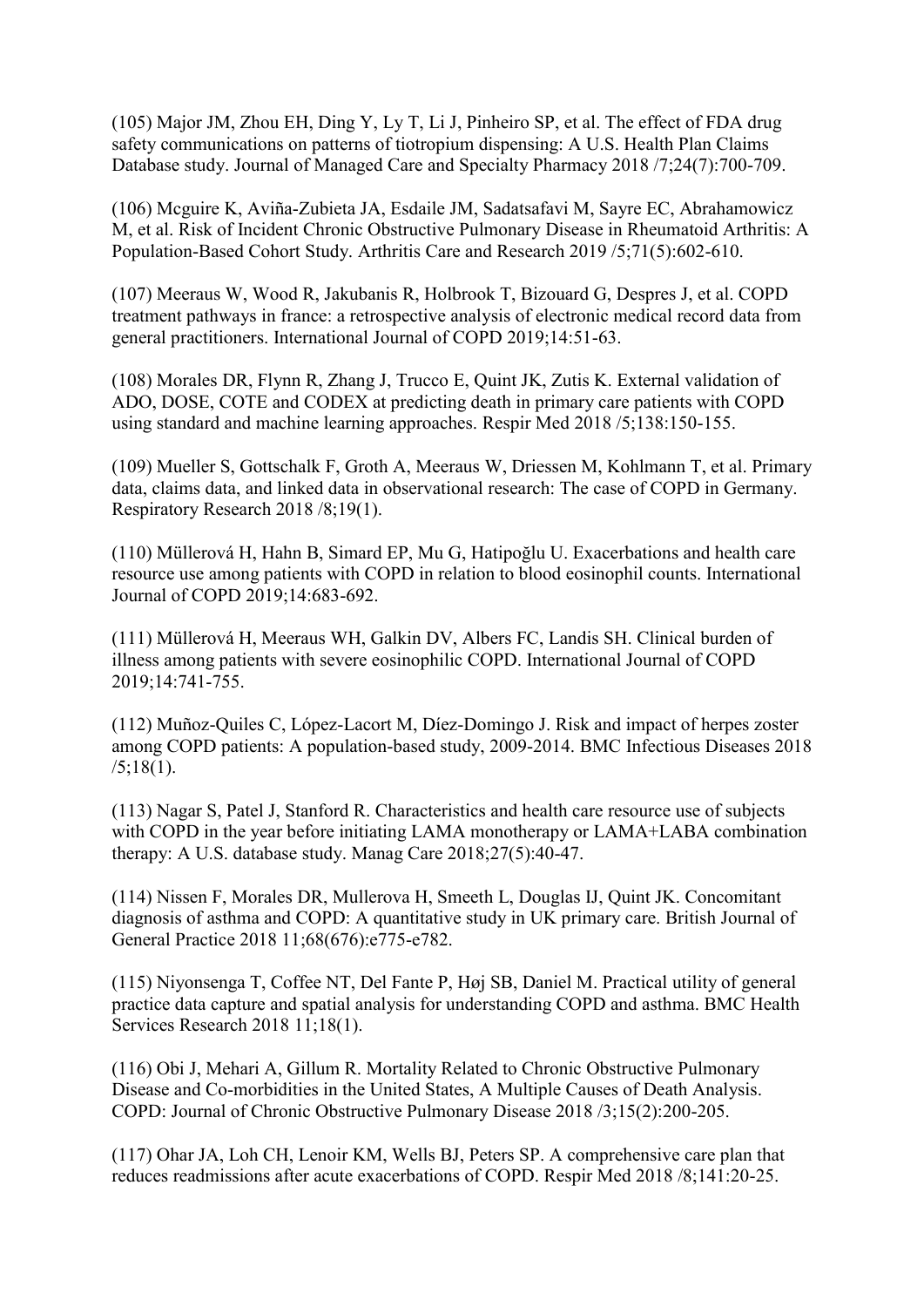(105) Major JM, Zhou EH, Ding Y, Ly T, Li J, Pinheiro SP, et al. The effect of FDA drug safety communications on patterns of tiotropium dispensing: A U.S. Health Plan Claims Database study. Journal of Managed Care and Specialty Pharmacy 2018 /7;24(7):700-709.

(106) Mcguire K, Aviña-Zubieta JA, Esdaile JM, Sadatsafavi M, Sayre EC, Abrahamowicz M, et al. Risk of Incident Chronic Obstructive Pulmonary Disease in Rheumatoid Arthritis: A Population-Based Cohort Study. Arthritis Care and Research 2019 /5;71(5):602-610.

(107) Meeraus W, Wood R, Jakubanis R, Holbrook T, Bizouard G, Despres J, et al. COPD treatment pathways in france: a retrospective analysis of electronic medical record data from general practitioners. International Journal of COPD 2019;14:51-63.

(108) Morales DR, Flynn R, Zhang J, Trucco E, Quint JK, Zutis K. External validation of ADO, DOSE, COTE and CODEX at predicting death in primary care patients with COPD using standard and machine learning approaches. Respir Med 2018 /5;138:150-155.

(109) Mueller S, Gottschalk F, Groth A, Meeraus W, Driessen M, Kohlmann T, et al. Primary data, claims data, and linked data in observational research: The case of COPD in Germany. Respiratory Research 2018 /8;19(1).

(110) Müllerová H, Hahn B, Simard EP, Mu G, Hatipoğlu U. Exacerbations and health care resource use among patients with COPD in relation to blood eosinophil counts. International Journal of COPD 2019;14:683-692.

(111) Müllerová H, Meeraus WH, Galkin DV, Albers FC, Landis SH. Clinical burden of illness among patients with severe eosinophilic COPD. International Journal of COPD 2019;14:741-755.

(112) Muñoz-Quiles C, López-Lacort M, Díez-Domingo J. Risk and impact of herpes zoster among COPD patients: A population-based study, 2009-2014. BMC Infectious Diseases 2018 /5;18(1).

(113) Nagar S, Patel J, Stanford R. Characteristics and health care resource use of subjects with COPD in the year before initiating LAMA monotherapy or LAMA+LABA combination therapy: A U.S. database study. Manag Care 2018;27(5):40-47.

(114) Nissen F, Morales DR, Mullerova H, Smeeth L, Douglas IJ, Quint JK. Concomitant diagnosis of asthma and COPD: A quantitative study in UK primary care. British Journal of General Practice 2018 11;68(676):e775-e782.

(115) Niyonsenga T, Coffee NT, Del Fante P, Høj SB, Daniel M. Practical utility of general practice data capture and spatial analysis for understanding COPD and asthma. BMC Health Services Research 2018 11;18(1).

(116) Obi J, Mehari A, Gillum R. Mortality Related to Chronic Obstructive Pulmonary Disease and Co-morbidities in the United States, A Multiple Causes of Death Analysis. COPD: Journal of Chronic Obstructive Pulmonary Disease 2018 /3;15(2):200-205.

(117) Ohar JA, Loh CH, Lenoir KM, Wells BJ, Peters SP. A comprehensive care plan that reduces readmissions after acute exacerbations of COPD. Respir Med 2018 /8;141:20-25.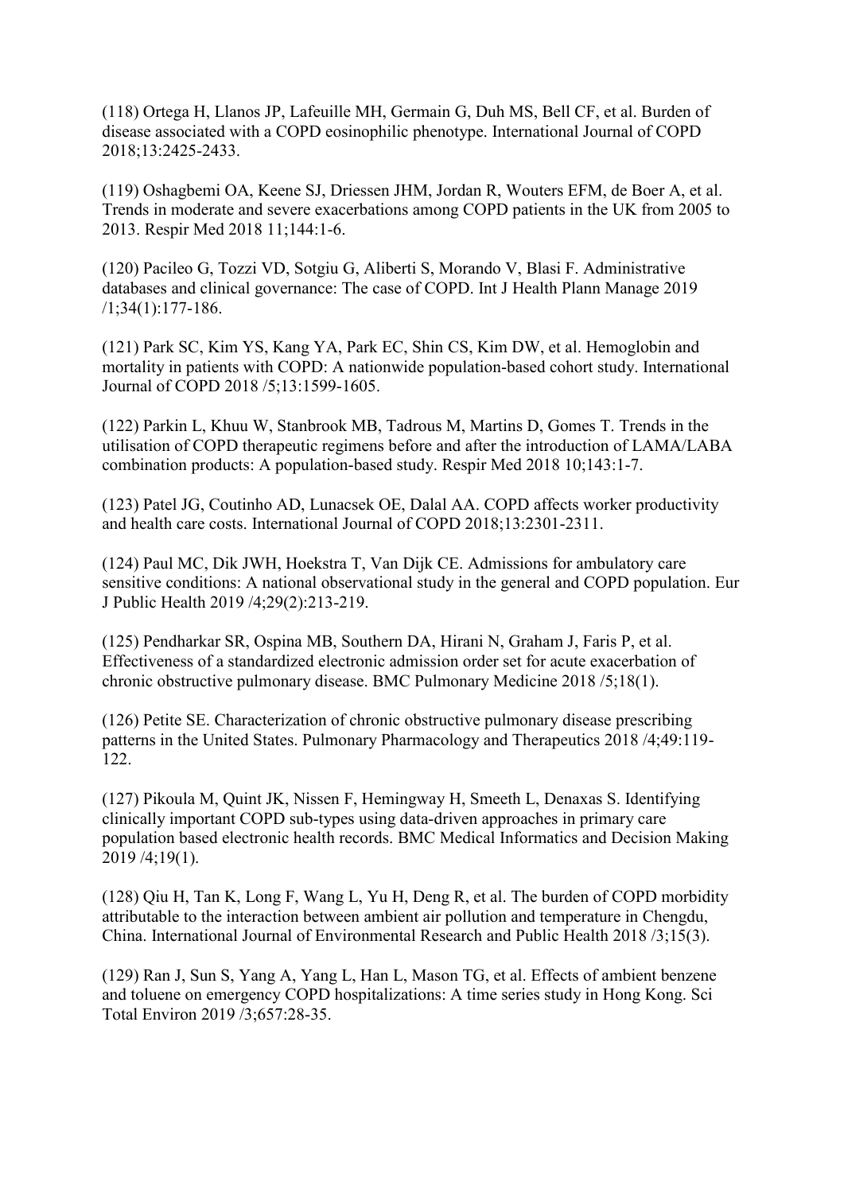(118) Ortega H, Llanos JP, Lafeuille MH, Germain G, Duh MS, Bell CF, et al. Burden of disease associated with a COPD eosinophilic phenotype. International Journal of COPD 2018;13:2425-2433.

(119) Oshagbemi OA, Keene SJ, Driessen JHM, Jordan R, Wouters EFM, de Boer A, et al. Trends in moderate and severe exacerbations among COPD patients in the UK from 2005 to 2013. Respir Med 2018 11;144:1-6.

(120) Pacileo G, Tozzi VD, Sotgiu G, Aliberti S, Morando V, Blasi F. Administrative databases and clinical governance: The case of COPD. Int J Health Plann Manage 2019 /1;34(1):177-186.

(121) Park SC, Kim YS, Kang YA, Park EC, Shin CS, Kim DW, et al. Hemoglobin and mortality in patients with COPD: A nationwide population-based cohort study. International Journal of COPD 2018 /5;13:1599-1605.

(122) Parkin L, Khuu W, Stanbrook MB, Tadrous M, Martins D, Gomes T. Trends in the utilisation of COPD therapeutic regimens before and after the introduction of LAMA/LABA combination products: A population-based study. Respir Med 2018 10;143:1-7.

(123) Patel JG, Coutinho AD, Lunacsek OE, Dalal AA. COPD affects worker productivity and health care costs. International Journal of COPD 2018;13:2301-2311.

(124) Paul MC, Dik JWH, Hoekstra T, Van Dijk CE. Admissions for ambulatory care sensitive conditions: A national observational study in the general and COPD population. Eur J Public Health 2019 /4;29(2):213-219.

(125) Pendharkar SR, Ospina MB, Southern DA, Hirani N, Graham J, Faris P, et al. Effectiveness of a standardized electronic admission order set for acute exacerbation of chronic obstructive pulmonary disease. BMC Pulmonary Medicine 2018 /5;18(1).

(126) Petite SE. Characterization of chronic obstructive pulmonary disease prescribing patterns in the United States. Pulmonary Pharmacology and Therapeutics 2018 /4;49:119-122.

(127) Pikoula M, Quint JK, Nissen F, Hemingway H, Smeeth L, Denaxas S. Identifying clinically important COPD sub-types using data-driven approaches in primary care population based electronic health records. BMC Medical Informatics and Decision Making 2019 /4;19(1).

(128) Qiu H, Tan K, Long F, Wang L, Yu H, Deng R, et al. The burden of COPD morbidity attributable to the interaction between ambient air pollution and temperature in Chengdu, China. International Journal of Environmental Research and Public Health 2018 /3;15(3).

(129) Ran J, Sun S, Yang A, Yang L, Han L, Mason TG, et al. Effects of ambient benzene and toluene on emergency COPD hospitalizations: A time series study in Hong Kong. Sci Total Environ 2019 /3;657:28-35.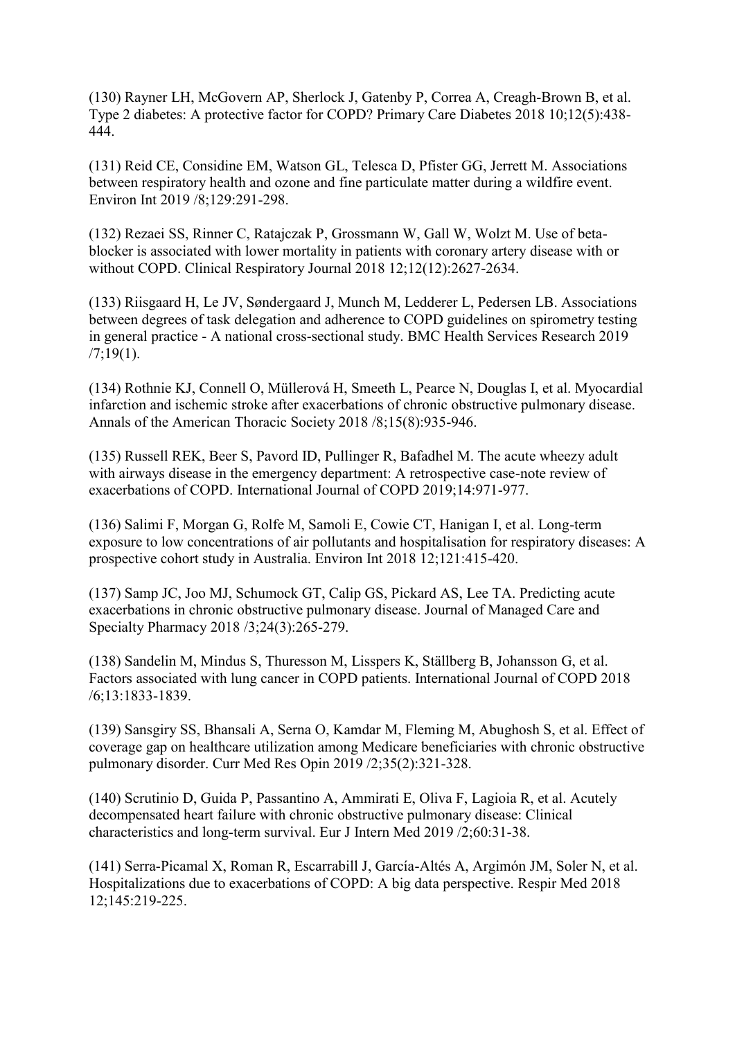(130) Rayner LH, McGovern AP, Sherlock J, Gatenby P, Correa A, Creagh-Brown B, et al. Type 2 diabetes: A protective factor for COPD? Primary Care Diabetes 2018 10;12(5):438-444.

(131) Reid CE, Considine EM, Watson GL, Telesca D, Pfister GG, Jerrett M. Associations between respiratory health and ozone and fine particulate matter during a wildfire event. Environ Int 2019 /8;129:291-298.

(132) Rezaei SS, Rinner C, Ratajczak P, Grossmann W, Gall W, Wolzt M. Use of beta-blocker is associated with lower mortality in patients with coronary artery disease with or without COPD. Clinical Respiratory Journal 2018 12;12(12):2627-2634.

(133) Riisgaard H, Le JV, Søndergaard J, Munch M, Ledderer L, Pedersen LB. Associations between degrees of task delegation and adherence to COPD guidelines on spirometry testing in general practice - A national cross-sectional study. BMC Health Services Research 2019 /7;19(1).

(134) Rothnie KJ, Connell O, Müllerová H, Smeeth L, Pearce N, Douglas I, et al. Myocardial infarction and ischemic stroke after exacerbations of chronic obstructive pulmonary disease. Annals of the American Thoracic Society 2018 /8;15(8):935-946.

(135) Russell REK, Beer S, Pavord ID, Pullinger R, Bafadhel M. The acute wheezy adult with airways disease in the emergency department: A retrospective case-note review of exacerbations of COPD. International Journal of COPD 2019;14:971-977.

(136) Salimi F, Morgan G, Rolfe M, Samoli E, Cowie CT, Hanigan I, et al. Long-term exposure to low concentrations of air pollutants and hospitalisation for respiratory diseases: A prospective cohort study in Australia. Environ Int 2018 12;121:415-420.

(137) Samp JC, Joo MJ, Schumock GT, Calip GS, Pickard AS, Lee TA. Predicting acute exacerbations in chronic obstructive pulmonary disease. Journal of Managed Care and Specialty Pharmacy 2018 /3;24(3):265-279.

(138) Sandelin M, Mindus S, Thuresson M, Lisspers K, Ställberg B, Johansson G, et al. Factors associated with lung cancer in COPD patients. International Journal of COPD 2018 /6;13:1833-1839.

(139) Sansgiry SS, Bhansali A, Serna O, Kamdar M, Fleming M, Abughosh S, et al. Effect of coverage gap on healthcare utilization among Medicare beneficiaries with chronic obstructive pulmonary disorder. Curr Med Res Opin 2019 /2;35(2):321-328.

(140) Scrutinio D, Guida P, Passantino A, Ammirati E, Oliva F, Lagioia R, et al. Acutely decompensated heart failure with chronic obstructive pulmonary disease: Clinical characteristics and long-term survival. Eur J Intern Med 2019 /2;60:31-38.

(141) Serra-Picamal X, Roman R, Escarrabill J, García-Altés A, Argimón JM, Soler N, et al. Hospitalizations due to exacerbations of COPD: A big data perspective. Respir Med 2018 12;145:219-225.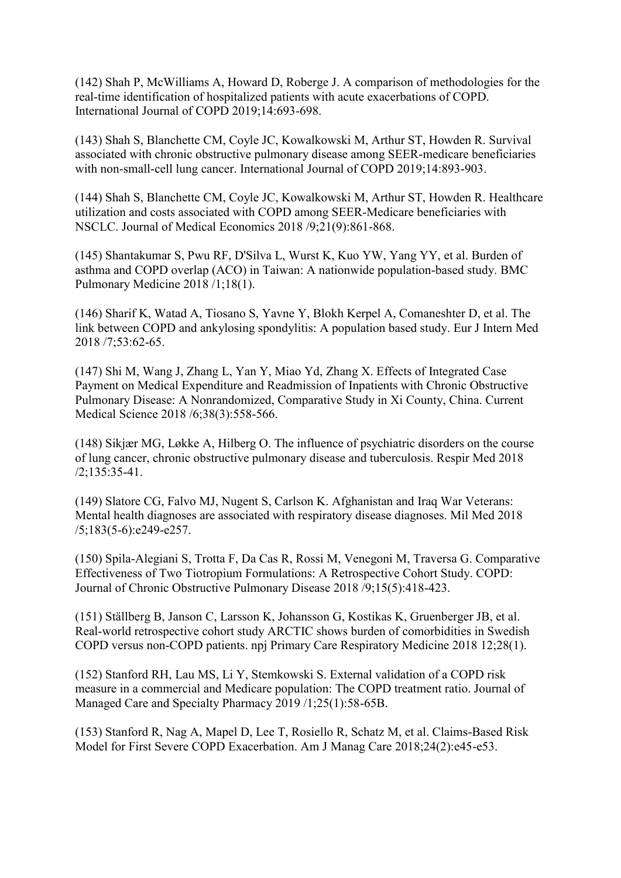(142) Shah P, McWilliams A, Howard D, Roberge J. A comparison of methodologies for the real-time identification of hospitalized patients with acute exacerbations of COPD. International Journal of COPD 2019;14:693-698.

(143) Shah S, Blanchette CM, Coyle JC, Kowalkowski M, Arthur ST, Howden R. Survival associated with chronic obstructive pulmonary disease among SEER-medicare beneficiaries with non-small-cell lung cancer. International Journal of COPD 2019;14:893-903.

(144) Shah S, Blanchette CM, Coyle JC, Kowalkowski M, Arthur ST, Howden R. Healthcare utilization and costs associated with COPD among SEER-Medicare beneficiaries with NSCLC. Journal of Medical Economics 2018 /9;21(9):861-868.

(145) Shantakumar S, Pwu RF, D'Silva L, Wurst K, Kuo YW, Yang YY, et al. Burden of asthma and COPD overlap (ACO) in Taiwan: A nationwide population-based study. BMC Pulmonary Medicine 2018 /1;18(1).

(146) Sharif K, Watad A, Tiosano S, Yavne Y, Blokh Kerpel A, Comaneshter D, et al. The link between COPD and ankylosing spondylitis: A population based study. Eur J Intern Med 2018 /7;53:62-65.

(147) Shi M, Wang J, Zhang L, Yan Y, Miao Yd, Zhang X. Effects of Integrated Case Payment on Medical Expenditure and Readmission of Inpatients with Chronic Obstructive Pulmonary Disease: A Nonrandomized, Comparative Study in Xi County, China. Current Medical Science 2018 /6;38(3):558-566.

(148) Sikjær MG, Løkke A, Hilberg O. The influence of psychiatric disorders on the course of lung cancer, chronic obstructive pulmonary disease and tuberculosis. Respir Med 2018 /2;135:35-41.

(149) Slatore CG, Falvo MJ, Nugent S, Carlson K. Afghanistan and Iraq War Veterans: Mental health diagnoses are associated with respiratory disease diagnoses. Mil Med 2018 /5;183(5-6):e249-e257.

(150) Spila-Alegiani S, Trotta F, Da Cas R, Rossi M, Venegoni M, Traversa G. Comparative Effectiveness of Two Tiotropium Formulations: A Retrospective Cohort Study. COPD: Journal of Chronic Obstructive Pulmonary Disease 2018 /9;15(5):418-423.

(151) Ställberg B, Janson C, Larsson K, Johansson G, Kostikas K, Gruenberger JB, et al. Real-world retrospective cohort study ARCTIC shows burden of comorbidities in Swedish COPD versus non-COPD patients. npj Primary Care Respiratory Medicine 2018 12;28(1).

(152) Stanford RH, Lau MS, Li Y, Stemkowski S. External validation of a COPD risk measure in a commercial and Medicare population: The COPD treatment ratio. Journal of Managed Care and Specialty Pharmacy 2019 /1;25(1):58-65B.

(153) Stanford R, Nag A, Mapel D, Lee T, Rosiello R, Schatz M, et al. Claims-Based Risk Model for First Severe COPD Exacerbation. Am J Manag Care 2018;24(2):e45-e53.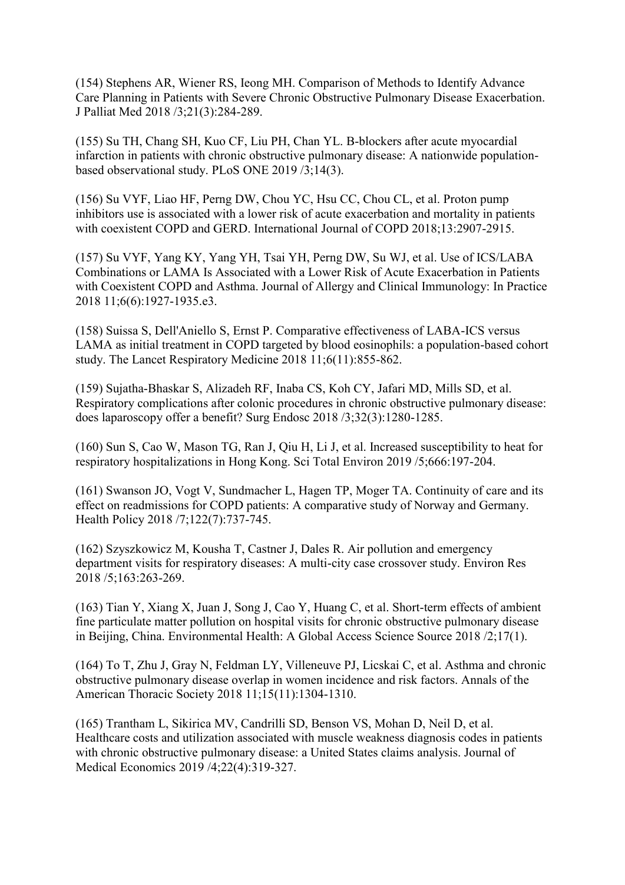(154) Stephens AR, Wiener RS, Ieong MH. Comparison of Methods to Identify Advance Care Planning in Patients with Severe Chronic Obstructive Pulmonary Disease Exacerbation. J Palliat Med 2018 /3;21(3):284-289.

(155) Su TH, Chang SH, Kuo CF, Liu PH, Chan YL. Β-blockers after acute myocardial infarction in patients with chronic obstructive pulmonary disease: A nationwide population-based observational study. PLoS ONE 2019 /3;14(3).

(156) Su VYF, Liao HF, Perng DW, Chou YC, Hsu CC, Chou CL, et al. Proton pump inhibitors use is associated with a lower risk of acute exacerbation and mortality in patients with coexistent COPD and GERD. International Journal of COPD 2018;13:2907-2915.

(157) Su VYF, Yang KY, Yang YH, Tsai YH, Perng DW, Su WJ, et al. Use of ICS/LABA Combinations or LAMA Is Associated with a Lower Risk of Acute Exacerbation in Patients with Coexistent COPD and Asthma. Journal of Allergy and Clinical Immunology: In Practice 2018 11;6(6):1927-1935.e3.

(158) Suissa S, Dell'Aniello S, Ernst P. Comparative effectiveness of LABA-ICS versus LAMA as initial treatment in COPD targeted by blood eosinophils: a population-based cohort study. The Lancet Respiratory Medicine 2018 11;6(11):855-862.

(159) Sujatha-Bhaskar S, Alizadeh RF, Inaba CS, Koh CY, Jafari MD, Mills SD, et al. Respiratory complications after colonic procedures in chronic obstructive pulmonary disease: does laparoscopy offer a benefit? Surg Endosc 2018 /3;32(3):1280-1285.

(160) Sun S, Cao W, Mason TG, Ran J, Qiu H, Li J, et al. Increased susceptibility to heat for respiratory hospitalizations in Hong Kong. Sci Total Environ 2019 /5;666:197-204.

(161) Swanson JO, Vogt V, Sundmacher L, Hagen TP, Moger TA. Continuity of care and its effect on readmissions for COPD patients: A comparative study of Norway and Germany. Health Policy 2018 /7;122(7):737-745.

(162) Szyszkowicz M, Kousha T, Castner J, Dales R. Air pollution and emergency department visits for respiratory diseases: A multi-city case crossover study. Environ Res 2018 /5;163:263-269.

(163) Tian Y, Xiang X, Juan J, Song J, Cao Y, Huang C, et al. Short-term effects of ambient fine particulate matter pollution on hospital visits for chronic obstructive pulmonary disease in Beijing, China. Environmental Health: A Global Access Science Source 2018 /2;17(1).

(164) To T, Zhu J, Gray N, Feldman LY, Villeneuve PJ, Licskai C, et al. Asthma and chronic obstructive pulmonary disease overlap in women incidence and risk factors. Annals of the American Thoracic Society 2018 11;15(11):1304-1310.

(165) Trantham L, Sikirica MV, Candrilli SD, Benson VS, Mohan D, Neil D, et al. Healthcare costs and utilization associated with muscle weakness diagnosis codes in patients with chronic obstructive pulmonary disease: a United States claims analysis. Journal of Medical Economics 2019 /4;22(4):319-327.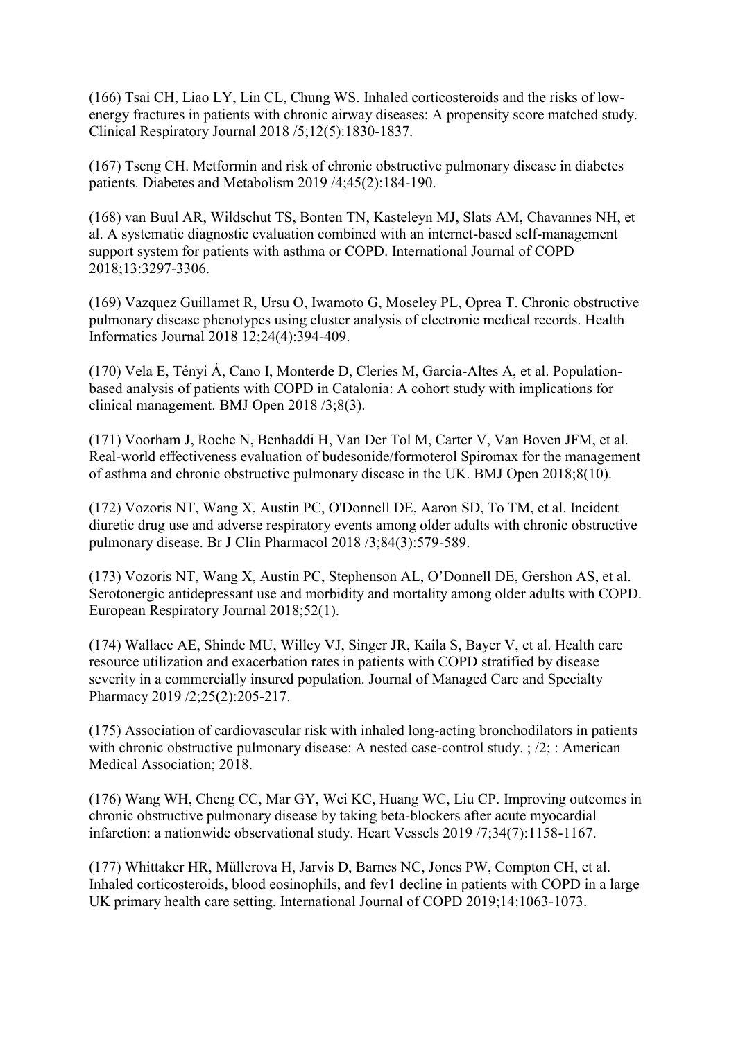(166) Tsai CH, Liao LY, Lin CL, Chung WS. Inhaled corticosteroids and the risks of low-energy fractures in patients with chronic airway diseases: A propensity score matched study. Clinical Respiratory Journal 2018 /5;12(5):1830-1837.

(167) Tseng CH. Metformin and risk of chronic obstructive pulmonary disease in diabetes patients. Diabetes and Metabolism 2019 /4;45(2):184-190.

(168) van Buul AR, Wildschut TS, Bonten TN, Kasteleyn MJ, Slats AM, Chavannes NH, et al. A systematic diagnostic evaluation combined with an internet-based self-management support system for patients with asthma or COPD. International Journal of COPD 2018;13:3297-3306.

(169) Vazquez Guillamet R, Ursu O, Iwamoto G, Moseley PL, Oprea T. Chronic obstructive pulmonary disease phenotypes using cluster analysis of electronic medical records. Health Informatics Journal 2018 12;24(4):394-409.

(170) Vela E, Tényi Á, Cano I, Monterde D, Cleries M, Garcia-Altes A, et al. Population-based analysis of patients with COPD in Catalonia: A cohort study with implications for clinical management. BMJ Open 2018 /3;8(3).

(171) Voorham J, Roche N, Benhaddi H, Van Der Tol M, Carter V, Van Boven JFM, et al. Real-world effectiveness evaluation of budesonide/formoterol Spiromax for the management of asthma and chronic obstructive pulmonary disease in the UK. BMJ Open 2018;8(10).

(172) Vozoris NT, Wang X, Austin PC, O'Donnell DE, Aaron SD, To TM, et al. Incident diuretic drug use and adverse respiratory events among older adults with chronic obstructive pulmonary disease. Br J Clin Pharmacol 2018 /3;84(3):579-589.

(173) Vozoris NT, Wang X, Austin PC, Stephenson AL, O'Donnell DE, Gershon AS, et al. Serotonergic antidepressant use and morbidity and mortality among older adults with COPD. European Respiratory Journal 2018;52(1).

(174) Wallace AE, Shinde MU, Willey VJ, Singer JR, Kaila S, Bayer V, et al. Health care resource utilization and exacerbation rates in patients with COPD stratified by disease severity in a commercially insured population. Journal of Managed Care and Specialty Pharmacy 2019 /2;25(2):205-217.

(175) Association of cardiovascular risk with inhaled long-acting bronchodilators in patients with chronic obstructive pulmonary disease: A nested case-control study. ; /2; : American Medical Association; 2018.

(176) Wang WH, Cheng CC, Mar GY, Wei KC, Huang WC, Liu CP. Improving outcomes in chronic obstructive pulmonary disease by taking beta-blockers after acute myocardial infarction: a nationwide observational study. Heart Vessels 2019 /7;34(7):1158-1167.

(177) Whittaker HR, Müllerova H, Jarvis D, Barnes NC, Jones PW, Compton CH, et al. Inhaled corticosteroids, blood eosinophils, and fev1 decline in patients with COPD in a large UK primary health care setting. International Journal of COPD 2019;14:1063-1073.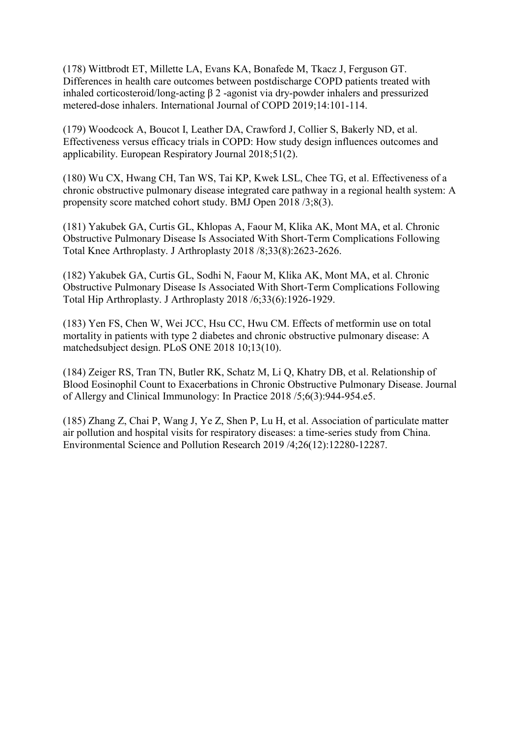(178) Wittbrodt ET, Millette LA, Evans KA, Bonafede M, Tkacz J, Ferguson GT. Differences in health care outcomes between postdischarge COPD patients treated with inhaled corticosteroid/long-acting β 2 -agonist via dry-powder inhalers and pressurized metered-dose inhalers. International Journal of COPD 2019;14:101-114.

(179) Woodcock A, Boucot I, Leather DA, Crawford J, Collier S, Bakerly ND, et al. Effectiveness versus efficacy trials in COPD: How study design influences outcomes and applicability. European Respiratory Journal 2018;51(2).

(180) Wu CX, Hwang CH, Tan WS, Tai KP, Kwek LSL, Chee TG, et al. Effectiveness of a chronic obstructive pulmonary disease integrated care pathway in a regional health system: A propensity score matched cohort study. BMJ Open 2018 /3;8(3).

(181) Yakubek GA, Curtis GL, Khlopas A, Faour M, Klika AK, Mont MA, et al. Chronic Obstructive Pulmonary Disease Is Associated With Short-Term Complications Following Total Knee Arthroplasty. J Arthroplasty 2018 /8;33(8):2623-2626.

(182) Yakubek GA, Curtis GL, Sodhi N, Faour M, Klika AK, Mont MA, et al. Chronic Obstructive Pulmonary Disease Is Associated With Short-Term Complications Following Total Hip Arthroplasty. J Arthroplasty 2018 /6;33(6):1926-1929.

(183) Yen FS, Chen W, Wei JCC, Hsu CC, Hwu CM. Effects of metformin use on total mortality in patients with type 2 diabetes and chronic obstructive pulmonary disease: A matchedsubject design. PLoS ONE 2018 10;13(10).

(184) Zeiger RS, Tran TN, Butler RK, Schatz M, Li Q, Khatry DB, et al. Relationship of Blood Eosinophil Count to Exacerbations in Chronic Obstructive Pulmonary Disease. Journal of Allergy and Clinical Immunology: In Practice 2018 /5;6(3):944-954.e5.

(185) Zhang Z, Chai P, Wang J, Ye Z, Shen P, Lu H, et al. Association of particulate matter air pollution and hospital visits for respiratory diseases: a time-series study from China. Environmental Science and Pollution Research 2019 /4;26(12):12280-12287.